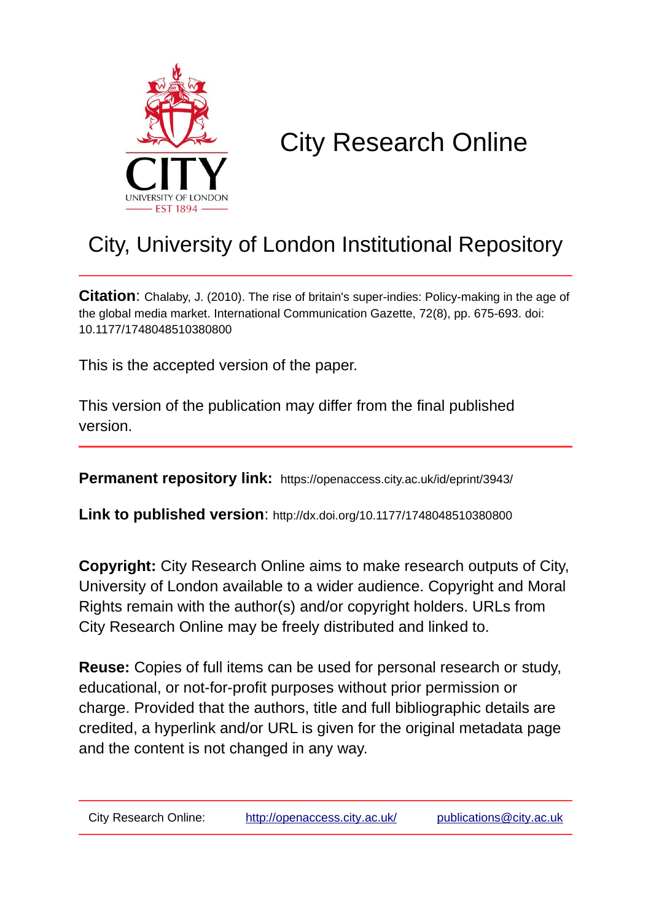# City Research Online

## City, University of London Institutional Repository

**Citation**: Chalaby, J. (2010). The rise of britain's super-indies: Policy-making in the age of the global media market. International Communication Gazette, 72(8), pp. 675-693. doi: 10.1177/1748048510380800

This is the accepted version of the paper.

This version of the publication may differ from the final published version.

---

**Permanent repository link:** https://openaccess.city.ac.uk/id/eprint/3943/

**Link to published version**: http://dx.doi.org/10.1177/1748048510380800

**Copyright:** City Research Online aims to make research outputs of City, University of London available to a wider audience. Copyright and Moral Rights remain with the author(s) and/or copyright holders. URLs from City Research Online may be freely distributed and linked to.

**Reuse:** Copies of full items can be used for personal research or study, educational, or not-for-profit purposes without prior permission or charge. Provided that the authors, title and full bibliographic details are credited, a hyperlink and/or URL is given for the original metadata page and the content is not changed in any way.

---

City Research Online: http://openaccess.city.ac.uk/ publications@city.ac.uk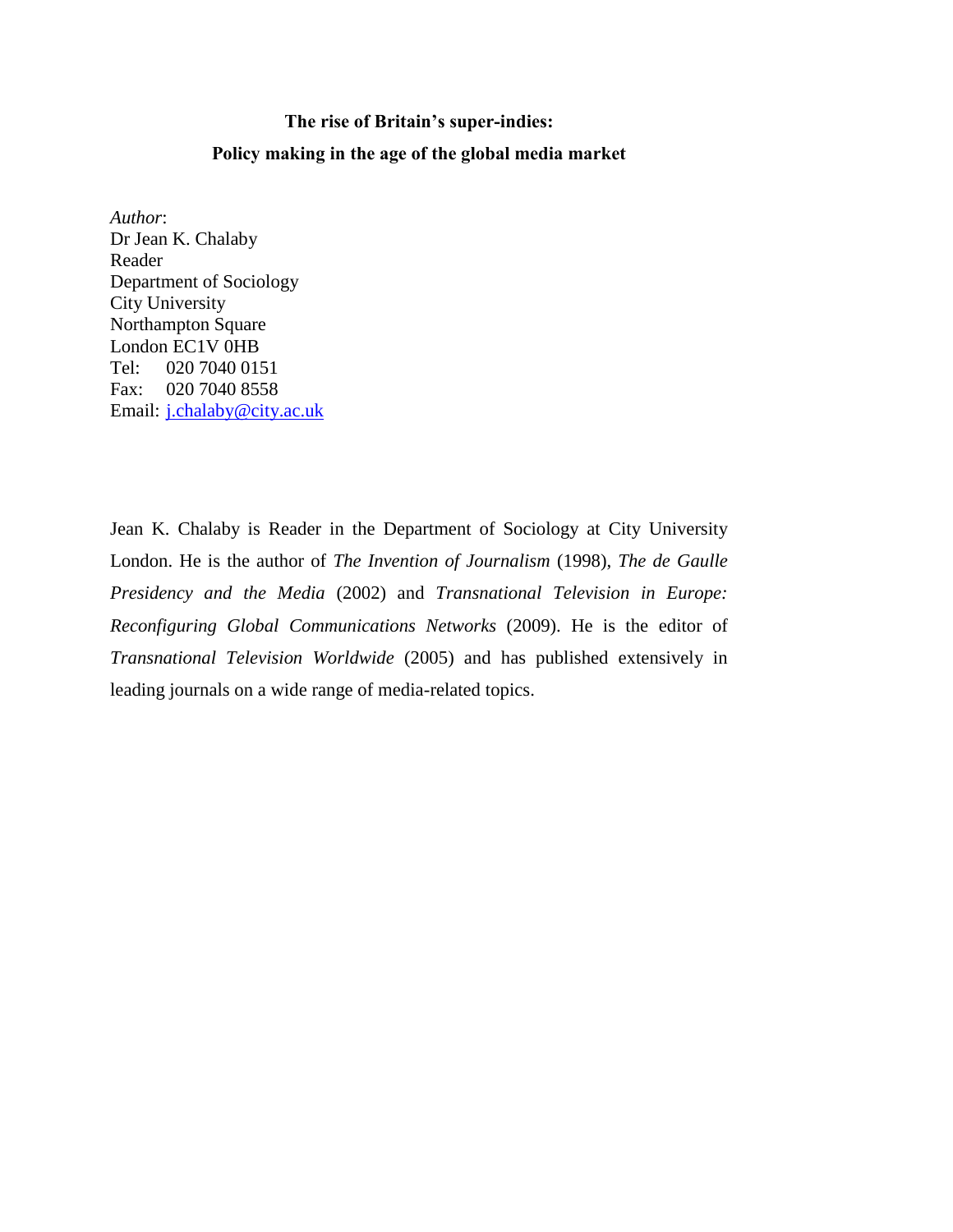**The rise of Britain's super-indies:**

**Policy making in the age of the global media market**

*Author*:
Dr Jean K. Chalaby
Reader
Department of Sociology
City University
Northampton Square
London EC1V 0HB
Tel: 020 7040 0151
Fax: 020 7040 8558
Email: j.chalaby@city.ac.uk

Jean K. Chalaby is Reader in the Department of Sociology at City University London. He is the author of *The Invention of Journalism* (1998), *The de Gaulle Presidency and the Media* (2002) and *Transnational Television in Europe: Reconfiguring Global Communications Networks* (2009). He is the editor of *Transnational Television Worldwide* (2005) and has published extensively in leading journals on a wide range of media-related topics.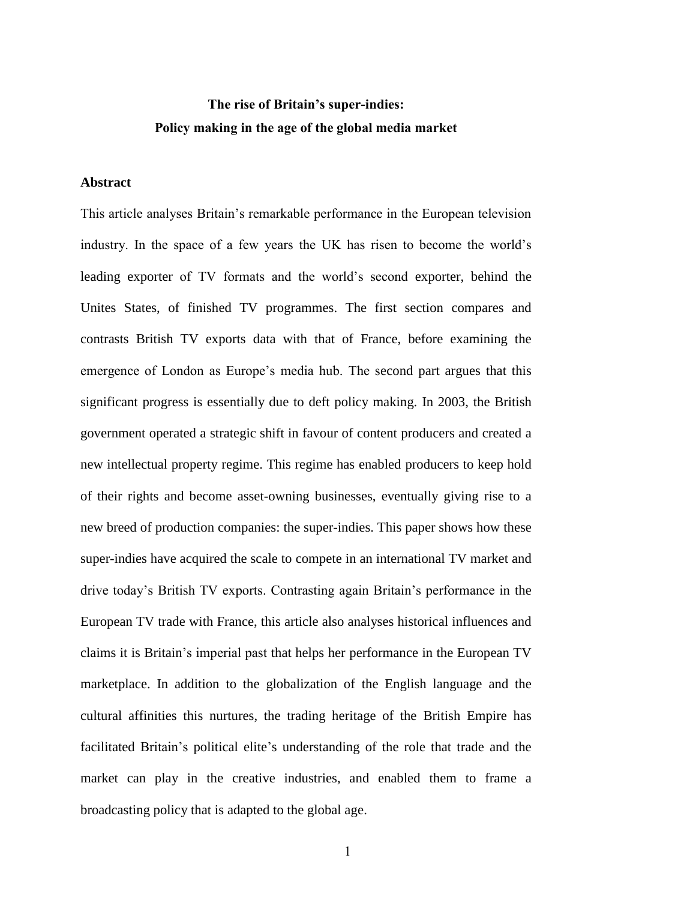**The rise of Britain's super-indies:**
**Policy making in the age of the global media market**

## Abstract

This article analyses Britain's remarkable performance in the European television industry. In the space of a few years the UK has risen to become the world's leading exporter of TV formats and the world's second exporter, behind the Unites States, of finished TV programmes. The first section compares and contrasts British TV exports data with that of France, before examining the emergence of London as Europe's media hub. The second part argues that this significant progress is essentially due to deft policy making. In 2003, the British government operated a strategic shift in favour of content producers and created a new intellectual property regime. This regime has enabled producers to keep hold of their rights and become asset-owning businesses, eventually giving rise to a new breed of production companies: the super-indies. This paper shows how these super-indies have acquired the scale to compete in an international TV market and drive today's British TV exports. Contrasting again Britain's performance in the European TV trade with France, this article also analyses historical influences and claims it is Britain's imperial past that helps her performance in the European TV marketplace. In addition to the globalization of the English language and the cultural affinities this nurtures, the trading heritage of the British Empire has facilitated Britain's political elite's understanding of the role that trade and the market can play in the creative industries, and enabled them to frame a broadcasting policy that is adapted to the global age.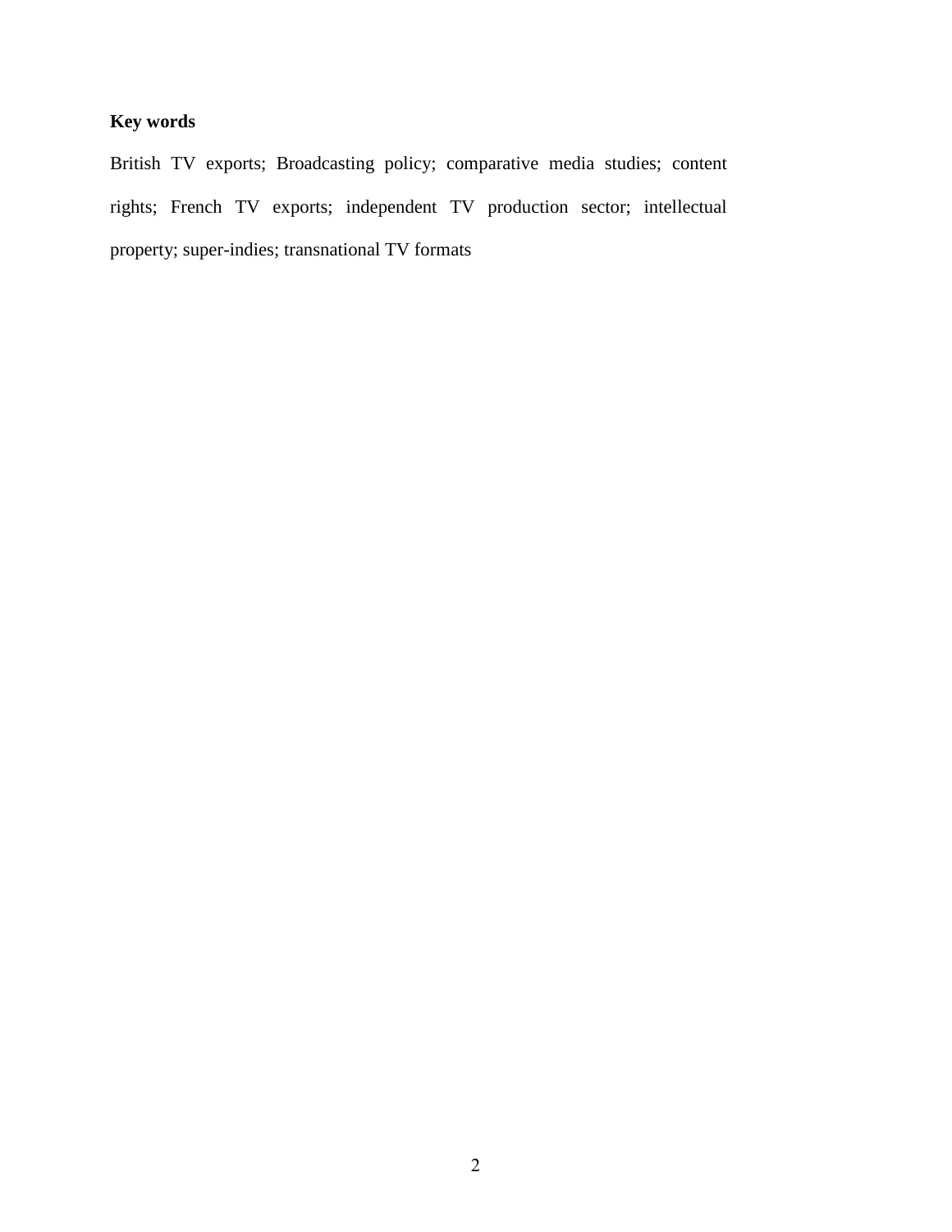**Key words**

British TV exports; Broadcasting policy; comparative media studies; content rights; French TV exports; independent TV production sector; intellectual property; super-indies; transnational TV formats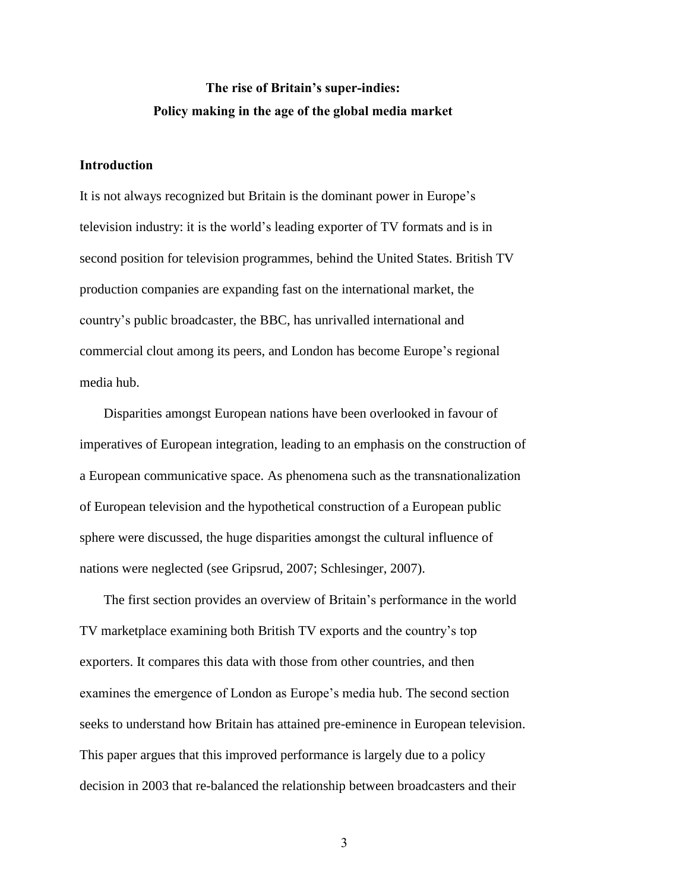# The rise of Britain's super-indies:
# Policy making in the age of the global media market

## Introduction

It is not always recognized but Britain is the dominant power in Europe's television industry: it is the world's leading exporter of TV formats and is in second position for television programmes, behind the United States. British TV production companies are expanding fast on the international market, the country's public broadcaster, the BBC, has unrivalled international and commercial clout among its peers, and London has become Europe's regional media hub.

Disparities amongst European nations have been overlooked in favour of imperatives of European integration, leading to an emphasis on the construction of a European communicative space. As phenomena such as the transnationalization of European television and the hypothetical construction of a European public sphere were discussed, the huge disparities amongst the cultural influence of nations were neglected (see Gripsrud, 2007; Schlesinger, 2007).

The first section provides an overview of Britain's performance in the world TV marketplace examining both British TV exports and the country's top exporters. It compares this data with those from other countries, and then examines the emergence of London as Europe's media hub. The second section seeks to understand how Britain has attained pre-eminence in European television. This paper argues that this improved performance is largely due to a policy decision in 2003 that re-balanced the relationship between broadcasters and their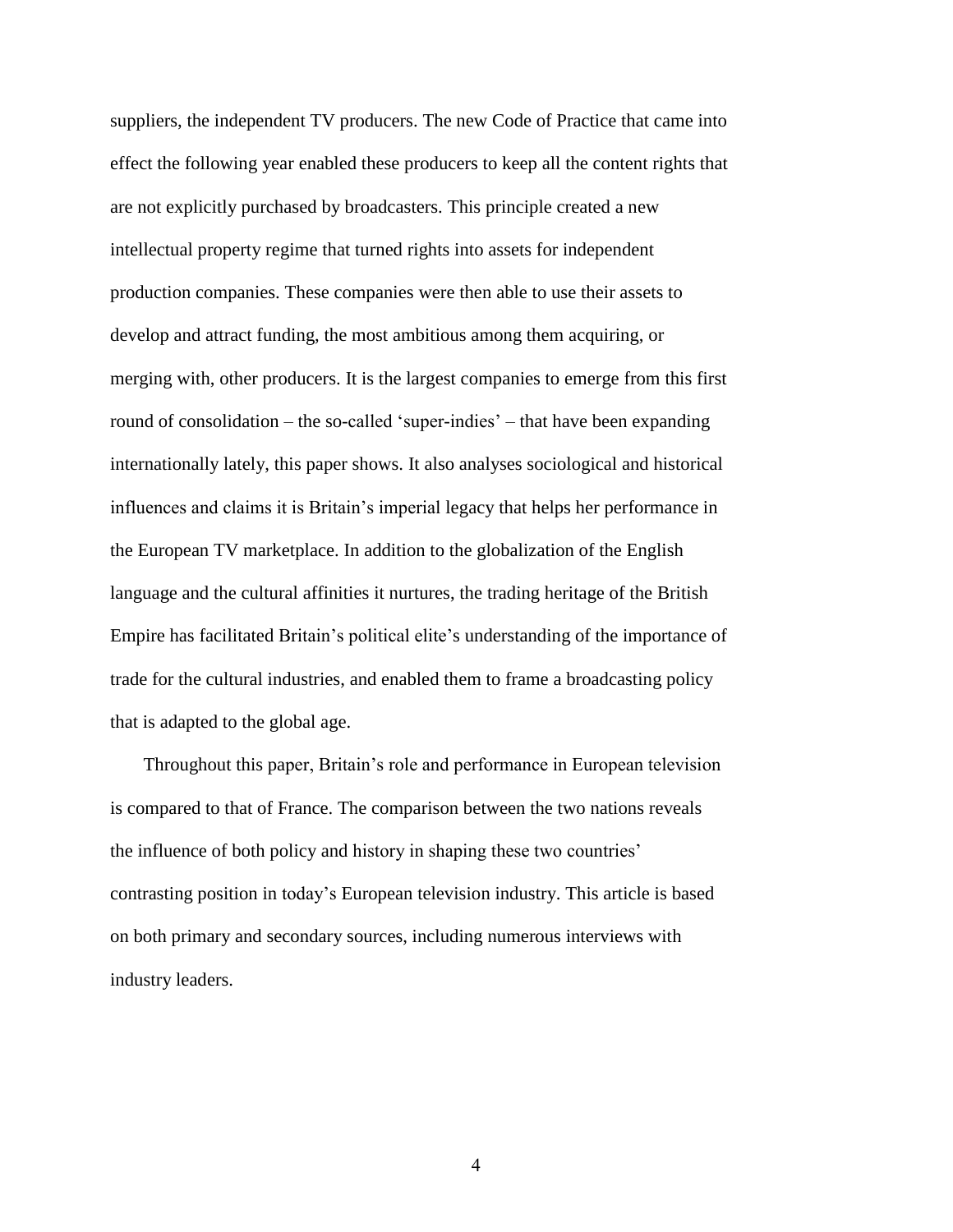suppliers, the independent TV producers. The new Code of Practice that came into effect the following year enabled these producers to keep all the content rights that are not explicitly purchased by broadcasters. This principle created a new intellectual property regime that turned rights into assets for independent production companies. These companies were then able to use their assets to develop and attract funding, the most ambitious among them acquiring, or merging with, other producers. It is the largest companies to emerge from this first round of consolidation – the so-called 'super-indies' – that have been expanding internationally lately, this paper shows. It also analyses sociological and historical influences and claims it is Britain's imperial legacy that helps her performance in the European TV marketplace. In addition to the globalization of the English language and the cultural affinities it nurtures, the trading heritage of the British Empire has facilitated Britain's political elite's understanding of the importance of trade for the cultural industries, and enabled them to frame a broadcasting policy that is adapted to the global age.

Throughout this paper, Britain's role and performance in European television is compared to that of France. The comparison between the two nations reveals the influence of both policy and history in shaping these two countries' contrasting position in today's European television industry. This article is based on both primary and secondary sources, including numerous interviews with industry leaders.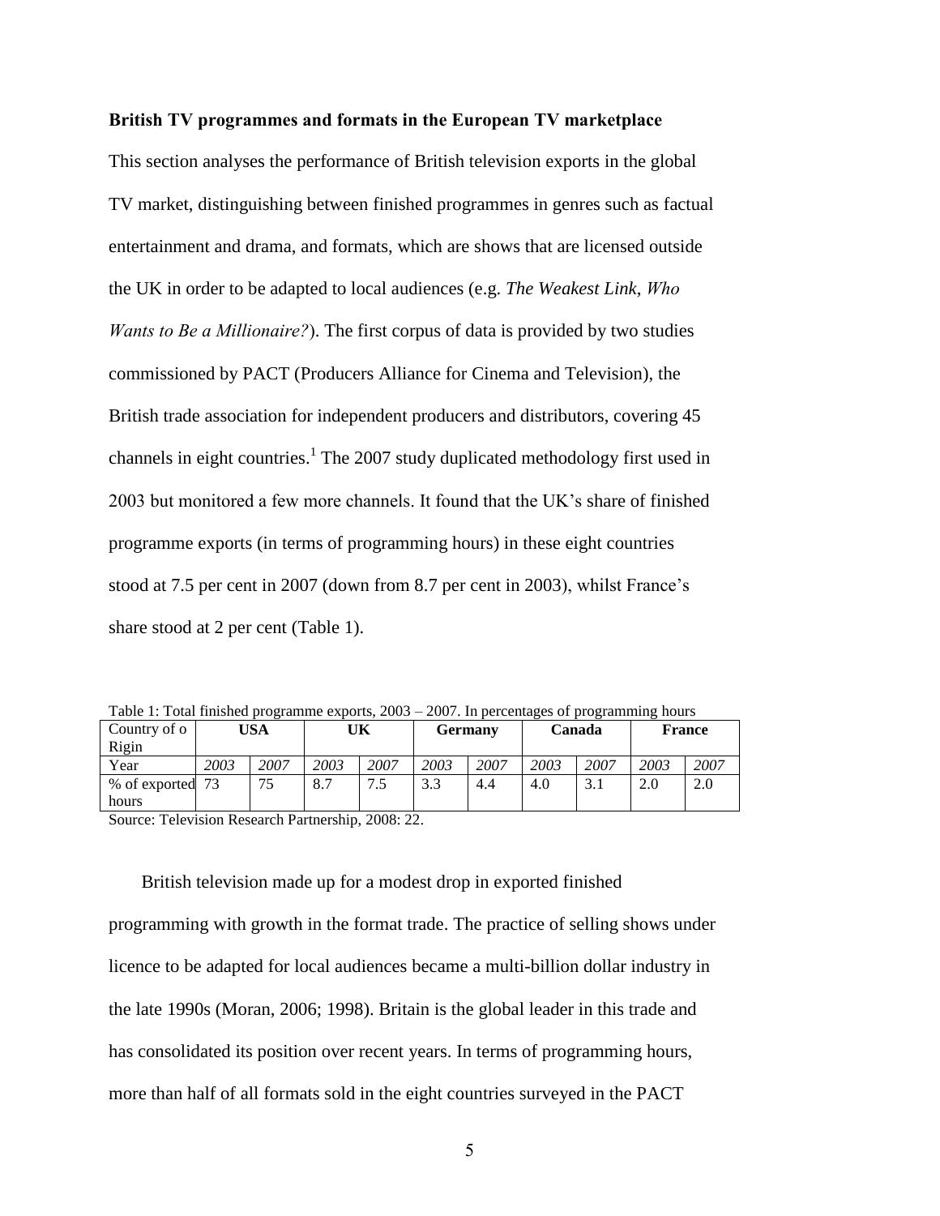**British TV programmes and formats in the European TV marketplace**

This section analyses the performance of British television exports in the global TV market, distinguishing between finished programmes in genres such as factual entertainment and drama, and formats, which are shows that are licensed outside the UK in order to be adapted to local audiences (e.g. *The Weakest Link*, *Who Wants to Be a Millionaire?*). The first corpus of data is provided by two studies commissioned by PACT (Producers Alliance for Cinema and Television), the British trade association for independent producers and distributors, covering 45 channels in eight countries.[1] The 2007 study duplicated methodology first used in 2003 but monitored a few more channels. It found that the UK's share of finished programme exports (in terms of programming hours) in these eight countries stood at 7.5 per cent in 2007 (down from 8.7 per cent in 2003), whilst France's share stood at 2 per cent (Table 1).

Table 1: Total finished programme exports, 2003 – 2007. In percentages of programming hours

| Country of o Rigin | **USA** | | **UK** | | **Germany** | | **Canada** | | **France** | |
|---|---|---|---|---|---|---|---|---|---|---|
| Year | *2003* | *2007* | *2003* | *2007* | *2003* | *2007* | *2003* | *2007* | *2003* | *2007* |
| % of exported hours | 73 | 75 | 8.7 | 7.5 | 3.3 | 4.4 | 4.0 | 3.1 | 2.0 | 2.0 |

Source: Television Research Partnership, 2008: 22.

British television made up for a modest drop in exported finished programming with growth in the format trade. The practice of selling shows under licence to be adapted for local audiences became a multi-billion dollar industry in the late 1990s (Moran, 2006; 1998). Britain is the global leader in this trade and has consolidated its position over recent years. In terms of programming hours, more than half of all formats sold in the eight countries surveyed in the PACT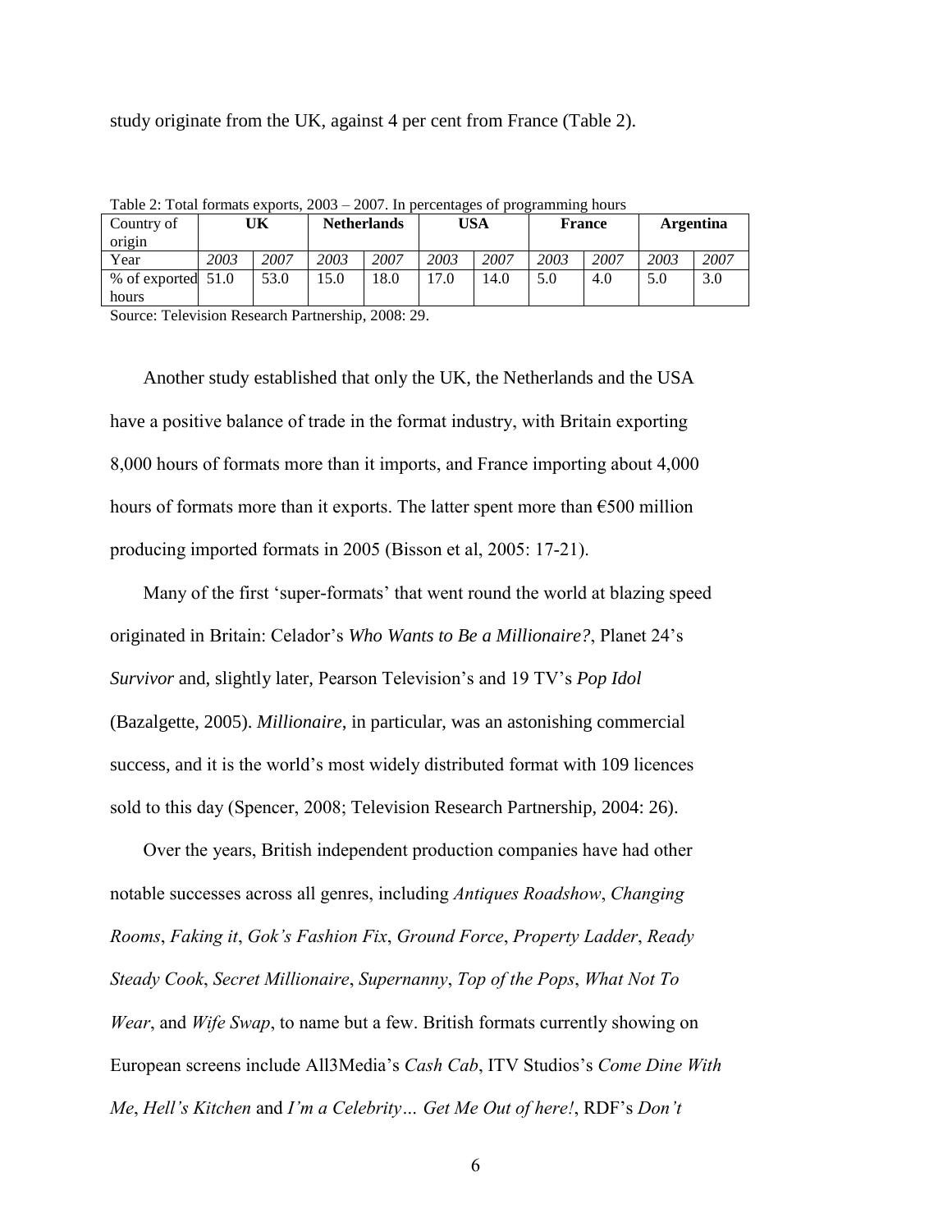study originate from the UK, against 4 per cent from France (Table 2).

Table 2: Total formats exports, 2003 – 2007. In percentages of programming hours

| Country of origin | **UK** | | **Netherlands** | | **USA** | | **France** | | **Argentina** | |
|---|---|---|---|---|---|---|---|---|---|---|
| Year | *2003* | *2007* | *2003* | *2007* | *2003* | *2007* | *2003* | *2007* | *2003* | *2007* |
| % of exported hours | 51.0 | 53.0 | 15.0 | 18.0 | 17.0 | 14.0 | 5.0 | 4.0 | 5.0 | 3.0 |

Source: Television Research Partnership, 2008: 29.

Another study established that only the UK, the Netherlands and the USA have a positive balance of trade in the format industry, with Britain exporting 8,000 hours of formats more than it imports, and France importing about 4,000 hours of formats more than it exports. The latter spent more than €500 million producing imported formats in 2005 (Bisson et al, 2005: 17-21).

Many of the first 'super-formats' that went round the world at blazing speed originated in Britain: Celador's *Who Wants to Be a Millionaire?*, Planet 24's *Survivor* and, slightly later, Pearson Television's and 19 TV's *Pop Idol* (Bazalgette, 2005). *Millionaire*, in particular, was an astonishing commercial success, and it is the world's most widely distributed format with 109 licences sold to this day (Spencer, 2008; Television Research Partnership, 2004: 26).

Over the years, British independent production companies have had other notable successes across all genres, including *Antiques Roadshow*, *Changing Rooms*, *Faking it*, *Gok's Fashion Fix*, *Ground Force*, *Property Ladder*, *Ready Steady Cook*, *Secret Millionaire*, *Supernanny*, *Top of the Pops*, *What Not To Wear*, and *Wife Swap*, to name but a few. British formats currently showing on European screens include All3Media's *Cash Cab*, ITV Studios's *Come Dine With Me*, *Hell's Kitchen* and *I'm a Celebrity… Get Me Out of here!*, RDF's *Don't*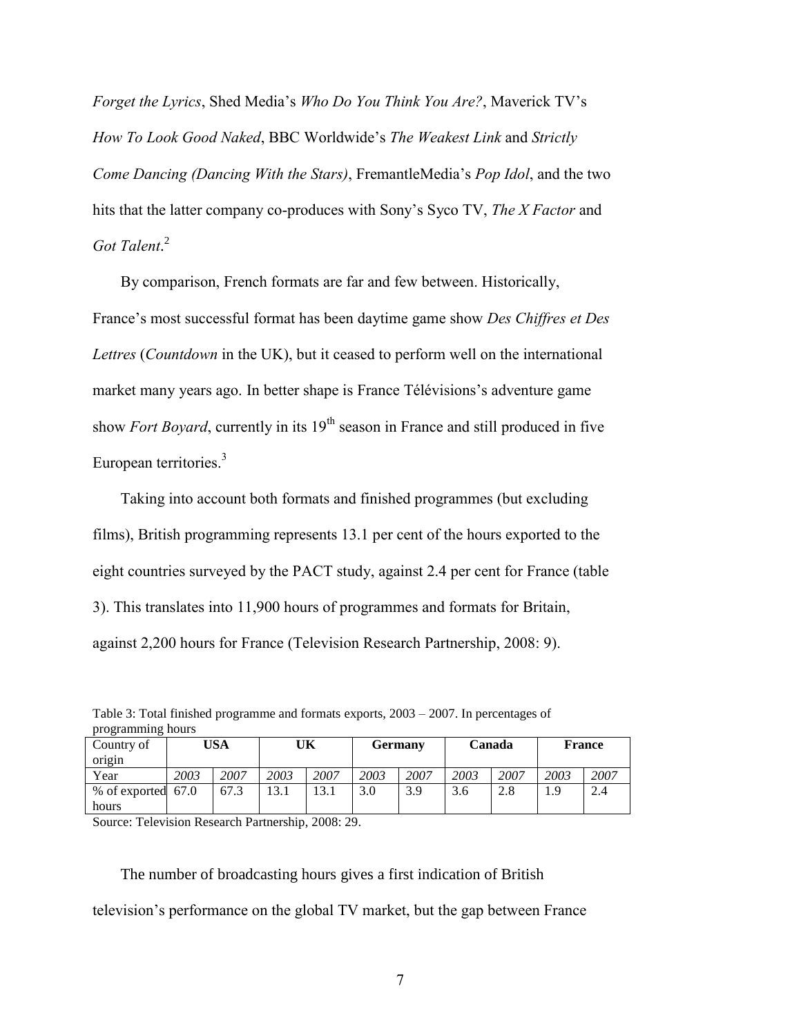*Forget the Lyrics*, Shed Media's *Who Do You Think You Are?*, Maverick TV's *How To Look Good Naked*, BBC Worldwide's *The Weakest Link* and *Strictly Come Dancing (Dancing With the Stars)*, FremantleMedia's *Pop Idol*, and the two hits that the latter company co-produces with Sony's Syco TV, *The X Factor* and *Got Talent*.[2]

By comparison, French formats are far and few between. Historically, France's most successful format has been daytime game show *Des Chiffres et Des Lettres* (*Countdown* in the UK), but it ceased to perform well on the international market many years ago. In better shape is France Télévisions's adventure game show *Fort Boyard*, currently in its 19th season in France and still produced in five European territories.[3]

Taking into account both formats and finished programmes (but excluding films), British programming represents 13.1 per cent of the hours exported to the eight countries surveyed by the PACT study, against 2.4 per cent for France (table 3). This translates into 11,900 hours of programmes and formats for Britain, against 2,200 hours for France (Television Research Partnership, 2008: 9).

Table 3: Total finished programme and formats exports, 2003 – 2007. In percentages of programming hours

| Country of origin | USA | | UK | | Germany | | Canada | | France | |
|---|---|---|---|---|---|---|---|---|---|---|
| Year | *2003* | *2007* | *2003* | *2007* | *2003* | *2007* | *2003* | *2007* | *2003* | *2007* |
| % of exported hours | 67.0 | 67.3 | 13.1 | 13.1 | 3.0 | 3.9 | 3.6 | 2.8 | 1.9 | 2.4 |

Source: Television Research Partnership, 2008: 29.

The number of broadcasting hours gives a first indication of British television's performance on the global TV market, but the gap between France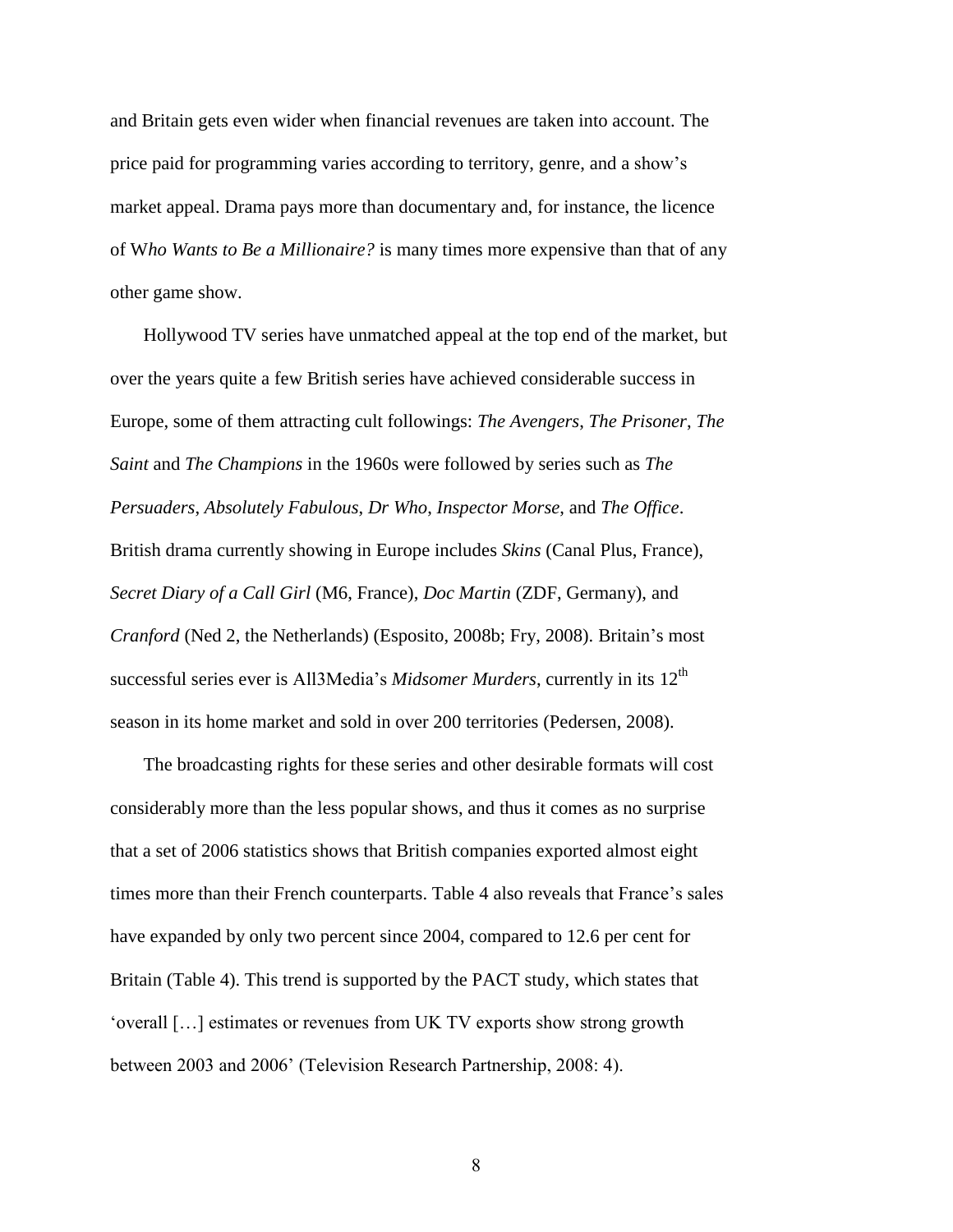and Britain gets even wider when financial revenues are taken into account. The price paid for programming varies according to territory, genre, and a show's market appeal. Drama pays more than documentary and, for instance, the licence of W*ho Wants to Be a Millionaire?* is many times more expensive than that of any other game show.

Hollywood TV series have unmatched appeal at the top end of the market, but over the years quite a few British series have achieved considerable success in Europe, some of them attracting cult followings: *The Avengers*, *The Prisoner*, *The Saint* and *The Champions* in the 1960s were followed by series such as *The Persuaders*, *Absolutely Fabulous*, *Dr Who*, *Inspector Morse*, and *The Office*. British drama currently showing in Europe includes *Skins* (Canal Plus, France), *Secret Diary of a Call Girl* (M6, France), *Doc Martin* (ZDF, Germany), and *Cranford* (Ned 2, the Netherlands) (Esposito, 2008b; Fry, 2008). Britain's most successful series ever is All3Media's *Midsomer Murders*, currently in its 12th season in its home market and sold in over 200 territories (Pedersen, 2008).

The broadcasting rights for these series and other desirable formats will cost considerably more than the less popular shows, and thus it comes as no surprise that a set of 2006 statistics shows that British companies exported almost eight times more than their French counterparts. Table 4 also reveals that France's sales have expanded by only two percent since 2004, compared to 12.6 per cent for Britain (Table 4). This trend is supported by the PACT study, which states that 'overall […] estimates or revenues from UK TV exports show strong growth between 2003 and 2006' (Television Research Partnership, 2008: 4).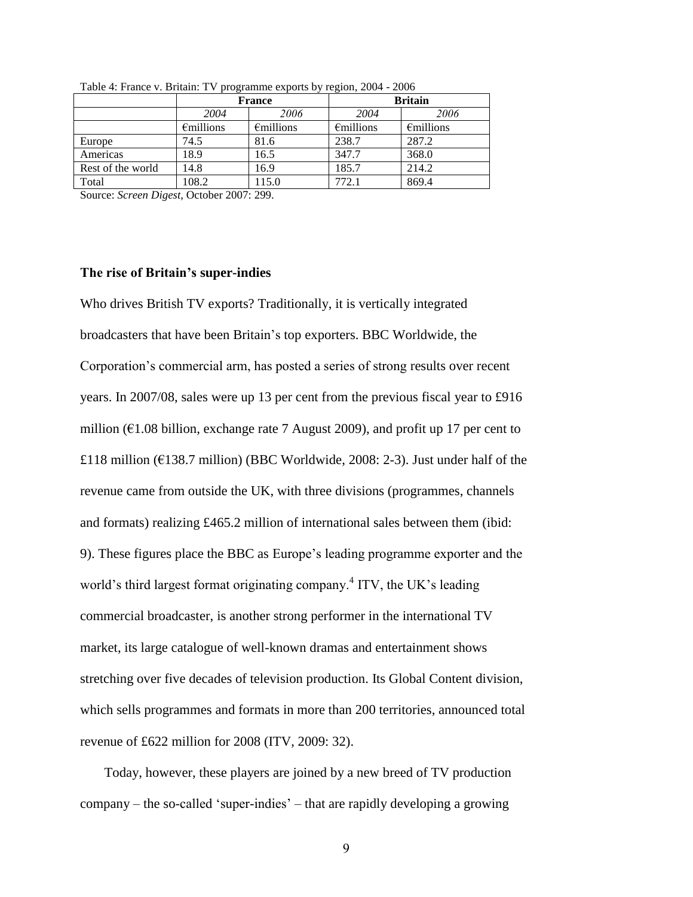Table 4: France v. Britain: TV programme exports by region, 2004 - 2006

| | France | | Britain | |
|---|---|---|---|---|
| | *2004* | *2006* | *2004* | *2006* |
| | €millions | €millions | €millions | €millions |
| Europe | 74.5 | 81.6 | 238.7 | 287.2 |
| Americas | 18.9 | 16.5 | 347.7 | 368.0 |
| Rest of the world | 14.8 | 16.9 | 185.7 | 214.2 |
| Total | 108.2 | 115.0 | 772.1 | 869.4 |

Source: *Screen Digest*, October 2007: 299.

### The rise of Britain's super-indies

Who drives British TV exports? Traditionally, it is vertically integrated broadcasters that have been Britain's top exporters. BBC Worldwide, the Corporation's commercial arm, has posted a series of strong results over recent years. In 2007/08, sales were up 13 per cent from the previous fiscal year to £916 million (€1.08 billion, exchange rate 7 August 2009), and profit up 17 per cent to £118 million (€138.7 million) (BBC Worldwide, 2008: 2-3). Just under half of the revenue came from outside the UK, with three divisions (programmes, channels and formats) realizing £465.2 million of international sales between them (ibid: 9). These figures place the BBC as Europe's leading programme exporter and the world's third largest format originating company.[4] ITV, the UK's leading commercial broadcaster, is another strong performer in the international TV market, its large catalogue of well-known dramas and entertainment shows stretching over five decades of television production. Its Global Content division, which sells programmes and formats in more than 200 territories, announced total revenue of £622 million for 2008 (ITV, 2009: 32).

Today, however, these players are joined by a new breed of TV production company – the so-called 'super-indies' – that are rapidly developing a growing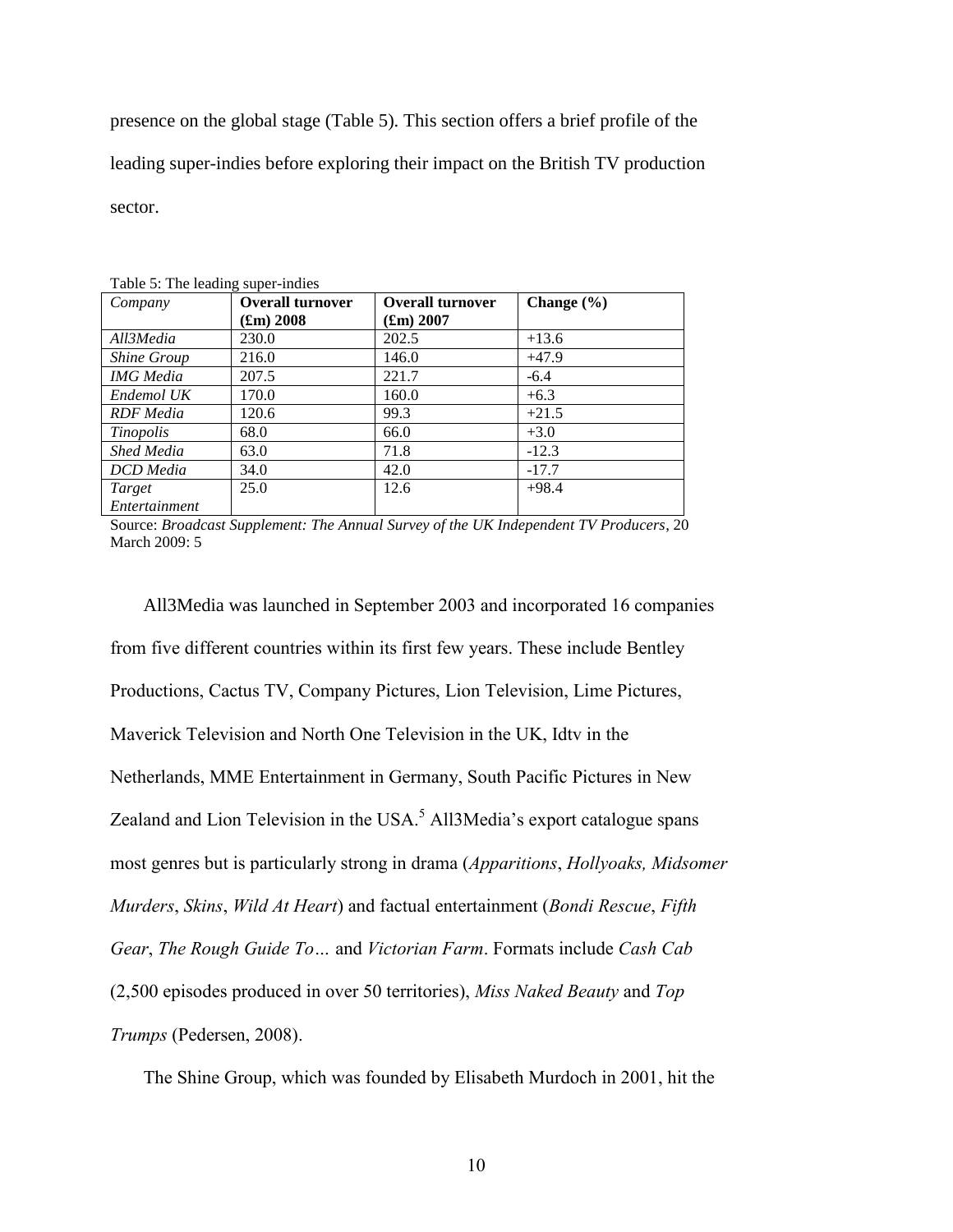presence on the global stage (Table 5). This section offers a brief profile of the leading super-indies before exploring their impact on the British TV production sector.

Table 5: The leading super-indies

| *Company* | **Overall turnover (£m) 2008** | **Overall turnover (£m) 2007** | **Change (%)** |
|---|---|---|---|
| *All3Media* | 230.0 | 202.5 | +13.6 |
| *Shine Group* | 216.0 | 146.0 | +47.9 |
| *IMG Media* | 207.5 | 221.7 | -6.4 |
| *Endemol UK* | 170.0 | 160.0 | +6.3 |
| *RDF Media* | 120.6 | 99.3 | +21.5 |
| *Tinopolis* | 68.0 | 66.0 | +3.0 |
| *Shed Media* | 63.0 | 71.8 | -12.3 |
| *DCD Media* | 34.0 | 42.0 | -17.7 |
| *Target Entertainment* | 25.0 | 12.6 | +98.4 |

Source: *Broadcast Supplement: The Annual Survey of the UK Independent TV Producers*, 20 March 2009: 5

All3Media was launched in September 2003 and incorporated 16 companies from five different countries within its first few years. These include Bentley Productions, Cactus TV, Company Pictures, Lion Television, Lime Pictures, Maverick Television and North One Television in the UK, Idtv in the Netherlands, MME Entertainment in Germany, South Pacific Pictures in New Zealand and Lion Television in the USA.[5] All3Media's export catalogue spans most genres but is particularly strong in drama (*Apparitions*, *Hollyoaks, Midsomer Murders*, *Skins*, *Wild At Heart*) and factual entertainment (*Bondi Rescue*, *Fifth Gear*, *The Rough Guide To…* and *Victorian Farm*. Formats include *Cash Cab* (2,500 episodes produced in over 50 territories), *Miss Naked Beauty* and *Top Trumps* (Pedersen, 2008).

The Shine Group, which was founded by Elisabeth Murdoch in 2001, hit the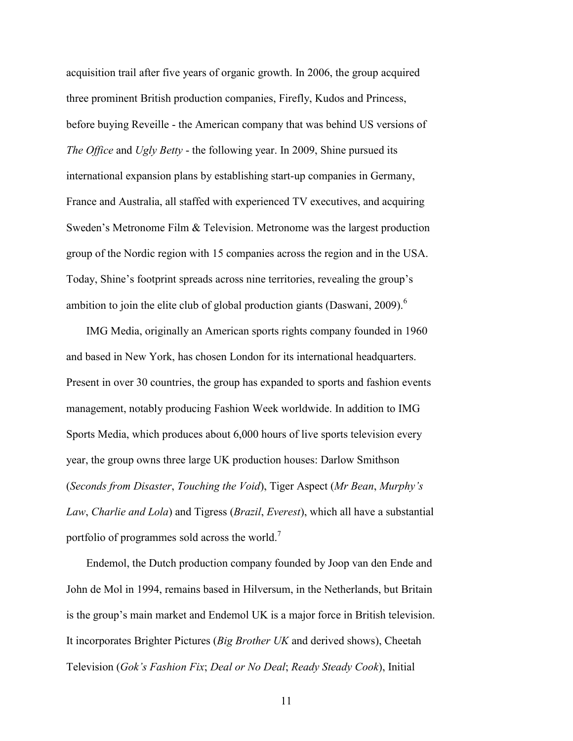acquisition trail after five years of organic growth. In 2006, the group acquired three prominent British production companies, Firefly, Kudos and Princess, before buying Reveille - the American company that was behind US versions of *The Office* and *Ugly Betty* - the following year. In 2009, Shine pursued its international expansion plans by establishing start-up companies in Germany, France and Australia, all staffed with experienced TV executives, and acquiring Sweden's Metronome Film & Television. Metronome was the largest production group of the Nordic region with 15 companies across the region and in the USA. Today, Shine's footprint spreads across nine territories, revealing the group's ambition to join the elite club of global production giants (Daswani, 2009).[6]

IMG Media, originally an American sports rights company founded in 1960 and based in New York, has chosen London for its international headquarters. Present in over 30 countries, the group has expanded to sports and fashion events management, notably producing Fashion Week worldwide. In addition to IMG Sports Media, which produces about 6,000 hours of live sports television every year, the group owns three large UK production houses: Darlow Smithson (*Seconds from Disaster*, *Touching the Void*), Tiger Aspect (*Mr Bean*, *Murphy's Law*, *Charlie and Lola*) and Tigress (*Brazil*, *Everest*), which all have a substantial portfolio of programmes sold across the world.[7]

Endemol, the Dutch production company founded by Joop van den Ende and John de Mol in 1994, remains based in Hilversum, in the Netherlands, but Britain is the group's main market and Endemol UK is a major force in British television. It incorporates Brighter Pictures (*Big Brother UK* and derived shows), Cheetah Television (*Gok's Fashion Fix*; *Deal or No Deal*; *Ready Steady Cook*), Initial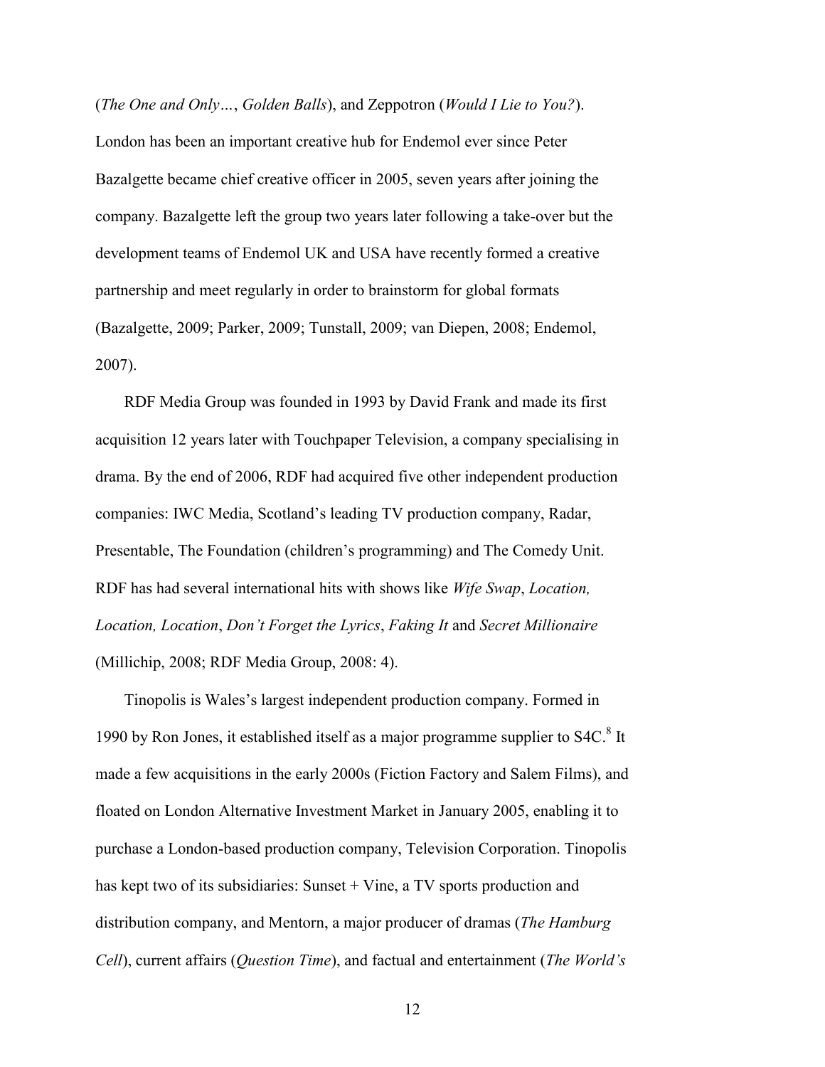(*The One and Only…*, *Golden Balls*), and Zeppotron (*Would I Lie to You?*). London has been an important creative hub for Endemol ever since Peter Bazalgette became chief creative officer in 2005, seven years after joining the company. Bazalgette left the group two years later following a take-over but the development teams of Endemol UK and USA have recently formed a creative partnership and meet regularly in order to brainstorm for global formats (Bazalgette, 2009; Parker, 2009; Tunstall, 2009; van Diepen, 2008; Endemol, 2007).

RDF Media Group was founded in 1993 by David Frank and made its first acquisition 12 years later with Touchpaper Television, a company specialising in drama. By the end of 2006, RDF had acquired five other independent production companies: IWC Media, Scotland's leading TV production company, Radar, Presentable, The Foundation (children's programming) and The Comedy Unit. RDF has had several international hits with shows like *Wife Swap*, *Location, Location, Location*, *Don't Forget the Lyrics*, *Faking It* and *Secret Millionaire* (Millichip, 2008; RDF Media Group, 2008: 4).

Tinopolis is Wales's largest independent production company. Formed in 1990 by Ron Jones, it established itself as a major programme supplier to S4C.[8] It made a few acquisitions in the early 2000s (Fiction Factory and Salem Films), and floated on London Alternative Investment Market in January 2005, enabling it to purchase a London-based production company, Television Corporation. Tinopolis has kept two of its subsidiaries: Sunset + Vine, a TV sports production and distribution company, and Mentorn, a major producer of dramas (*The Hamburg Cell*), current affairs (*Question Time*), and factual and entertainment (*The World's*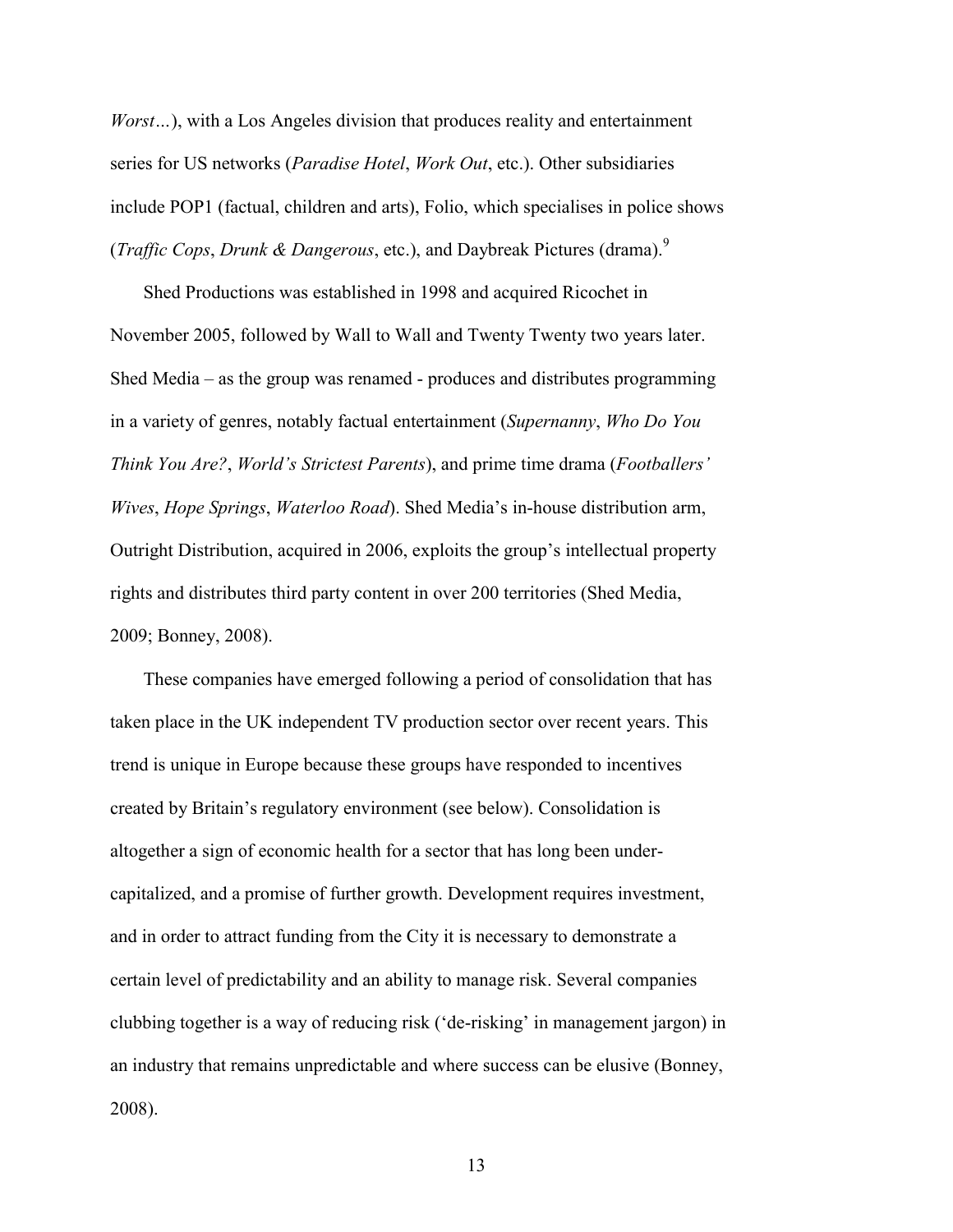*Worst…*), with a Los Angeles division that produces reality and entertainment series for US networks (*Paradise Hotel*, *Work Out*, etc.). Other subsidiaries include POP1 (factual, children and arts), Folio, which specialises in police shows (*Traffic Cops*, *Drunk & Dangerous*, etc.), and Daybreak Pictures (drama).[9]

Shed Productions was established in 1998 and acquired Ricochet in November 2005, followed by Wall to Wall and Twenty Twenty two years later. Shed Media – as the group was renamed - produces and distributes programming in a variety of genres, notably factual entertainment (*Supernanny*, *Who Do You Think You Are?*, *World's Strictest Parents*), and prime time drama (*Footballers' Wives*, *Hope Springs*, *Waterloo Road*). Shed Media's in-house distribution arm, Outright Distribution, acquired in 2006, exploits the group's intellectual property rights and distributes third party content in over 200 territories (Shed Media, 2009; Bonney, 2008).

These companies have emerged following a period of consolidation that has taken place in the UK independent TV production sector over recent years. This trend is unique in Europe because these groups have responded to incentives created by Britain's regulatory environment (see below). Consolidation is altogether a sign of economic health for a sector that has long been under-capitalized, and a promise of further growth. Development requires investment, and in order to attract funding from the City it is necessary to demonstrate a certain level of predictability and an ability to manage risk. Several companies clubbing together is a way of reducing risk ('de-risking' in management jargon) in an industry that remains unpredictable and where success can be elusive (Bonney, 2008).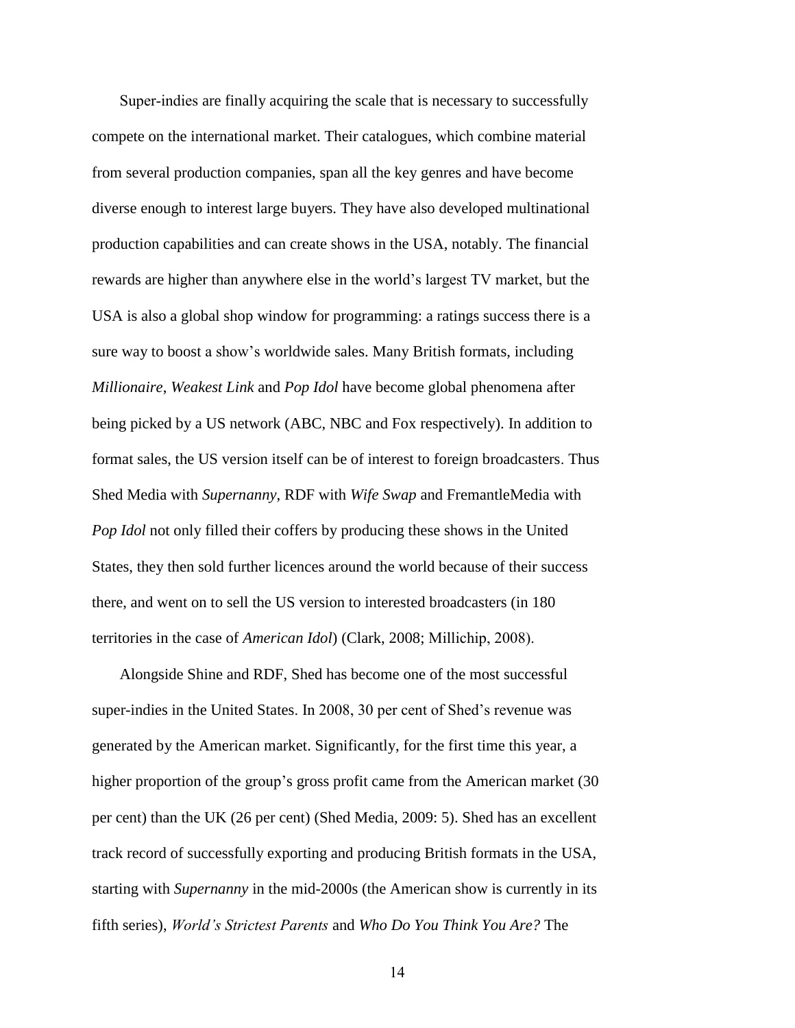Super-indies are finally acquiring the scale that is necessary to successfully compete on the international market. Their catalogues, which combine material from several production companies, span all the key genres and have become diverse enough to interest large buyers. They have also developed multinational production capabilities and can create shows in the USA, notably. The financial rewards are higher than anywhere else in the world's largest TV market, but the USA is also a global shop window for programming: a ratings success there is a sure way to boost a show's worldwide sales. Many British formats, including *Millionaire*, *Weakest Link* and *Pop Idol* have become global phenomena after being picked by a US network (ABC, NBC and Fox respectively). In addition to format sales, the US version itself can be of interest to foreign broadcasters. Thus Shed Media with *Supernanny*, RDF with *Wife Swap* and FremantleMedia with *Pop Idol* not only filled their coffers by producing these shows in the United States, they then sold further licences around the world because of their success there, and went on to sell the US version to interested broadcasters (in 180 territories in the case of *American Idol*) (Clark, 2008; Millichip, 2008).

Alongside Shine and RDF, Shed has become one of the most successful super-indies in the United States. In 2008, 30 per cent of Shed's revenue was generated by the American market. Significantly, for the first time this year, a higher proportion of the group's gross profit came from the American market (30 per cent) than the UK (26 per cent) (Shed Media, 2009: 5). Shed has an excellent track record of successfully exporting and producing British formats in the USA, starting with *Supernanny* in the mid-2000s (the American show is currently in its fifth series), *World's Strictest Parents* and *Who Do You Think You Are?* The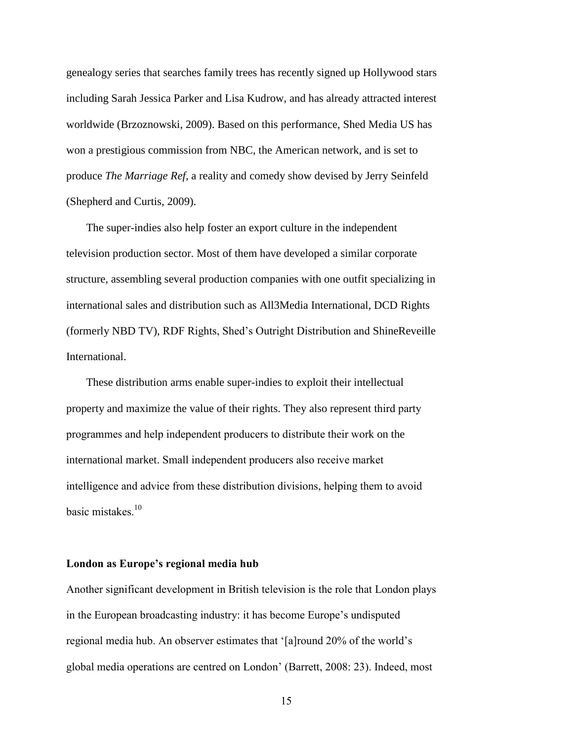genealogy series that searches family trees has recently signed up Hollywood stars including Sarah Jessica Parker and Lisa Kudrow, and has already attracted interest worldwide (Brzoznowski, 2009). Based on this performance, Shed Media US has won a prestigious commission from NBC, the American network, and is set to produce *The Marriage Ref*, a reality and comedy show devised by Jerry Seinfeld (Shepherd and Curtis, 2009).

The super-indies also help foster an export culture in the independent television production sector. Most of them have developed a similar corporate structure, assembling several production companies with one outfit specializing in international sales and distribution such as All3Media International, DCD Rights (formerly NBD TV), RDF Rights, Shed's Outright Distribution and ShineReveille International.

These distribution arms enable super-indies to exploit their intellectual property and maximize the value of their rights. They also represent third party programmes and help independent producers to distribute their work on the international market. Small independent producers also receive market intelligence and advice from these distribution divisions, helping them to avoid basic mistakes.[10]

**London as Europe's regional media hub**

Another significant development in British television is the role that London plays in the European broadcasting industry: it has become Europe's undisputed regional media hub. An observer estimates that '[a]round 20% of the world's global media operations are centred on London' (Barrett, 2008: 23). Indeed, most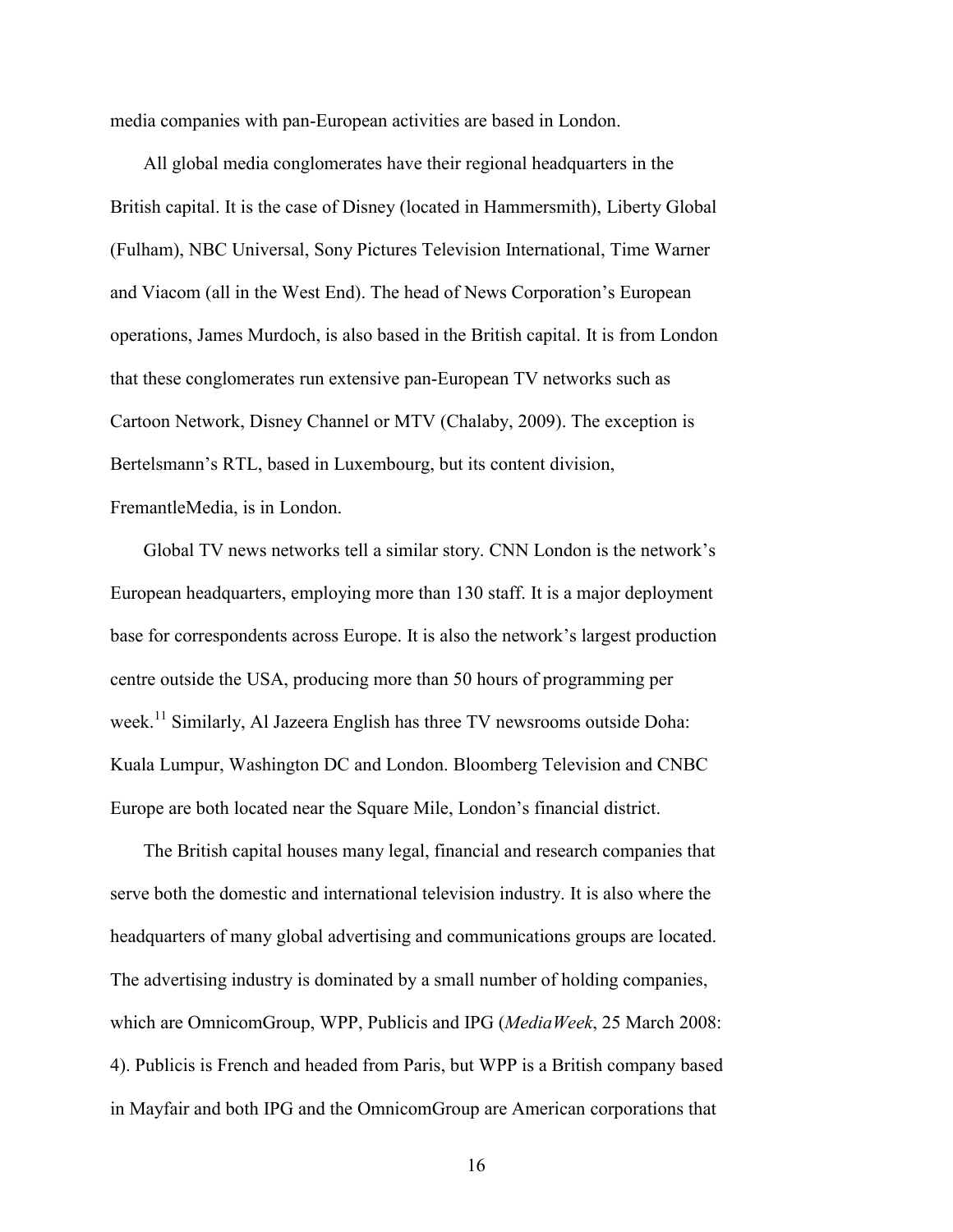media companies with pan-European activities are based in London.

All global media conglomerates have their regional headquarters in the British capital. It is the case of Disney (located in Hammersmith), Liberty Global (Fulham), NBC Universal, Sony Pictures Television International, Time Warner and Viacom (all in the West End). The head of News Corporation's European operations, James Murdoch, is also based in the British capital. It is from London that these conglomerates run extensive pan-European TV networks such as Cartoon Network, Disney Channel or MTV (Chalaby, 2009). The exception is Bertelsmann's RTL, based in Luxembourg, but its content division, FremantleMedia, is in London.

Global TV news networks tell a similar story. CNN London is the network's European headquarters, employing more than 130 staff. It is a major deployment base for correspondents across Europe. It is also the network's largest production centre outside the USA, producing more than 50 hours of programming per week.[11] Similarly, Al Jazeera English has three TV newsrooms outside Doha: Kuala Lumpur, Washington DC and London. Bloomberg Television and CNBC Europe are both located near the Square Mile, London's financial district.

The British capital houses many legal, financial and research companies that serve both the domestic and international television industry. It is also where the headquarters of many global advertising and communications groups are located. The advertising industry is dominated by a small number of holding companies, which are OmnicomGroup, WPP, Publicis and IPG (*MediaWeek*, 25 March 2008: 4). Publicis is French and headed from Paris, but WPP is a British company based in Mayfair and both IPG and the OmnicomGroup are American corporations that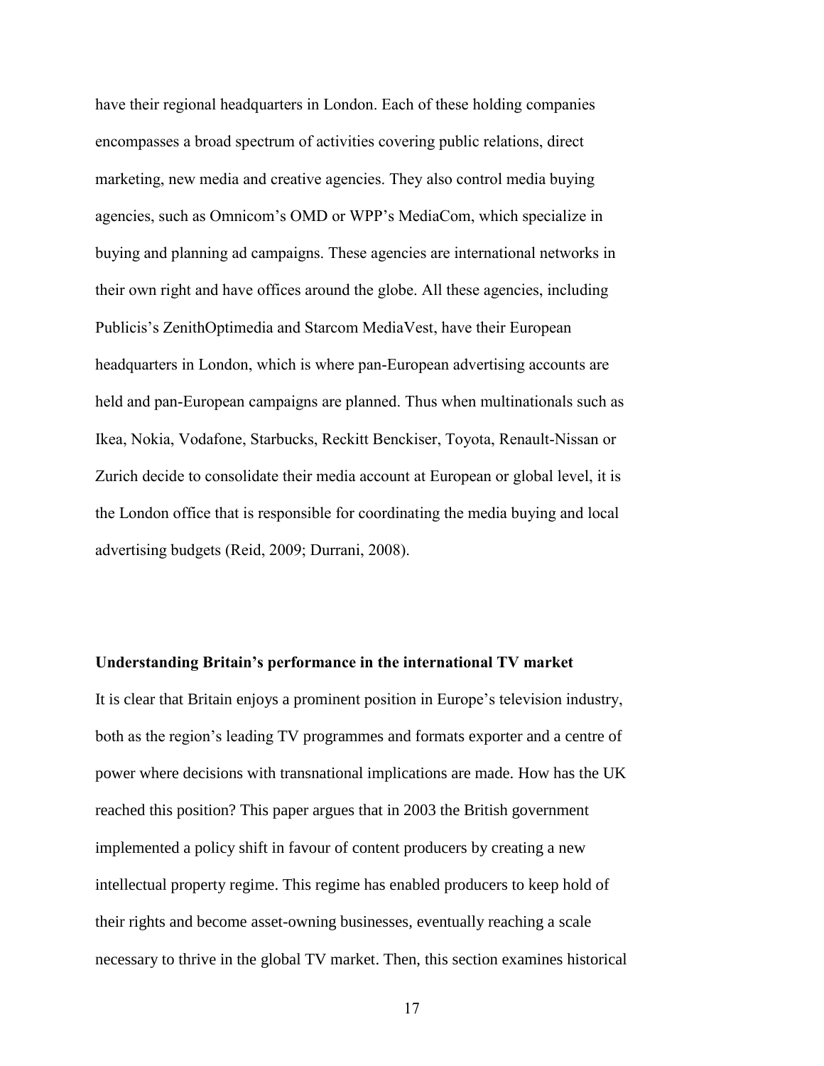have their regional headquarters in London. Each of these holding companies encompasses a broad spectrum of activities covering public relations, direct marketing, new media and creative agencies. They also control media buying agencies, such as Omnicom's OMD or WPP's MediaCom, which specialize in buying and planning ad campaigns. These agencies are international networks in their own right and have offices around the globe. All these agencies, including Publicis's ZenithOptimedia and Starcom MediaVest, have their European headquarters in London, which is where pan-European advertising accounts are held and pan-European campaigns are planned. Thus when multinationals such as Ikea, Nokia, Vodafone, Starbucks, Reckitt Benckiser, Toyota, Renault-Nissan or Zurich decide to consolidate their media account at European or global level, it is the London office that is responsible for coordinating the media buying and local advertising budgets (Reid, 2009; Durrani, 2008).

**Understanding Britain's performance in the international TV market**

It is clear that Britain enjoys a prominent position in Europe's television industry, both as the region's leading TV programmes and formats exporter and a centre of power where decisions with transnational implications are made. How has the UK reached this position? This paper argues that in 2003 the British government implemented a policy shift in favour of content producers by creating a new intellectual property regime. This regime has enabled producers to keep hold of their rights and become asset-owning businesses, eventually reaching a scale necessary to thrive in the global TV market. Then, this section examines historical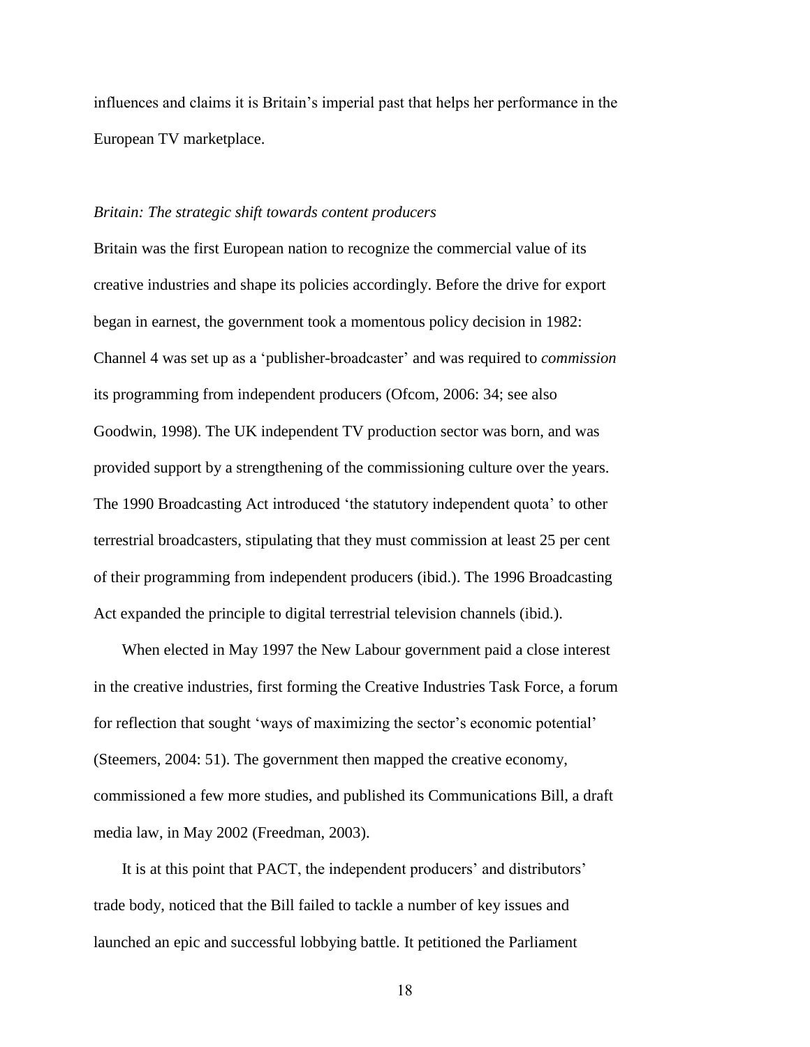influences and claims it is Britain's imperial past that helps her performance in the European TV marketplace.

*Britain: The strategic shift towards content producers*

Britain was the first European nation to recognize the commercial value of its creative industries and shape its policies accordingly. Before the drive for export began in earnest, the government took a momentous policy decision in 1982: Channel 4 was set up as a 'publisher-broadcaster' and was required to *commission* its programming from independent producers (Ofcom, 2006: 34; see also Goodwin, 1998). The UK independent TV production sector was born, and was provided support by a strengthening of the commissioning culture over the years. The 1990 Broadcasting Act introduced 'the statutory independent quota' to other terrestrial broadcasters, stipulating that they must commission at least 25 per cent of their programming from independent producers (ibid.). The 1996 Broadcasting Act expanded the principle to digital terrestrial television channels (ibid.).

When elected in May 1997 the New Labour government paid a close interest in the creative industries, first forming the Creative Industries Task Force, a forum for reflection that sought 'ways of maximizing the sector's economic potential' (Steemers, 2004: 51). The government then mapped the creative economy, commissioned a few more studies, and published its Communications Bill, a draft media law, in May 2002 (Freedman, 2003).

It is at this point that PACT, the independent producers' and distributors' trade body, noticed that the Bill failed to tackle a number of key issues and launched an epic and successful lobbying battle. It petitioned the Parliament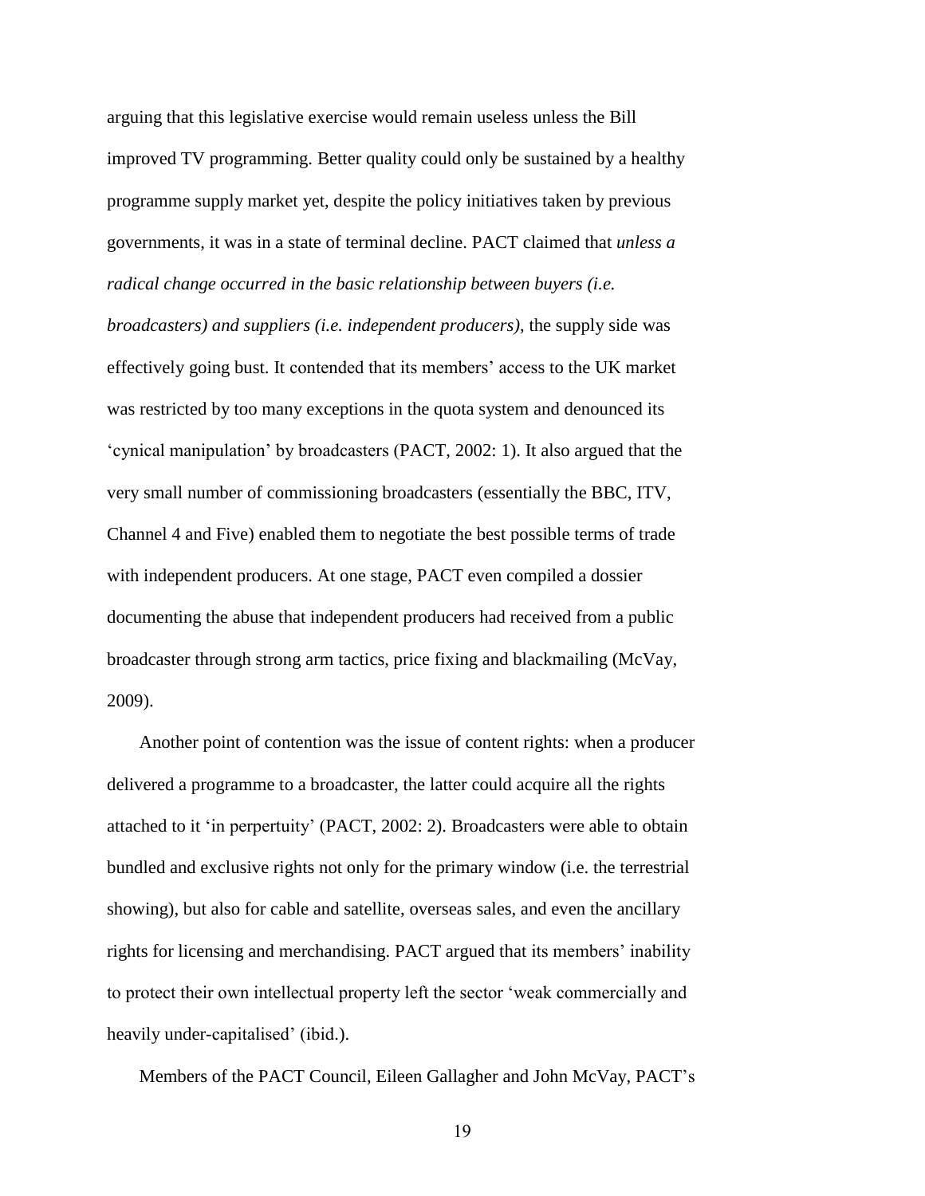arguing that this legislative exercise would remain useless unless the Bill improved TV programming. Better quality could only be sustained by a healthy programme supply market yet, despite the policy initiatives taken by previous governments, it was in a state of terminal decline. PACT claimed that *unless a radical change occurred in the basic relationship between buyers (i.e. broadcasters) and suppliers (i.e. independent producers)*, the supply side was effectively going bust. It contended that its members' access to the UK market was restricted by too many exceptions in the quota system and denounced its 'cynical manipulation' by broadcasters (PACT, 2002: 1). It also argued that the very small number of commissioning broadcasters (essentially the BBC, ITV, Channel 4 and Five) enabled them to negotiate the best possible terms of trade with independent producers. At one stage, PACT even compiled a dossier documenting the abuse that independent producers had received from a public broadcaster through strong arm tactics, price fixing and blackmailing (McVay, 2009).

Another point of contention was the issue of content rights: when a producer delivered a programme to a broadcaster, the latter could acquire all the rights attached to it 'in perpertuity' (PACT, 2002: 2). Broadcasters were able to obtain bundled and exclusive rights not only for the primary window (i.e. the terrestrial showing), but also for cable and satellite, overseas sales, and even the ancillary rights for licensing and merchandising. PACT argued that its members' inability to protect their own intellectual property left the sector 'weak commercially and heavily under-capitalised' (ibid.).

Members of the PACT Council, Eileen Gallagher and John McVay, PACT's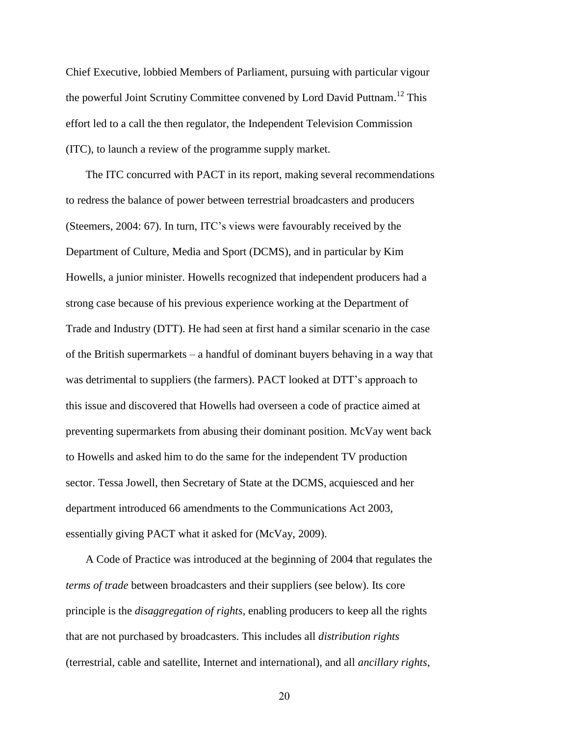Chief Executive, lobbied Members of Parliament, pursuing with particular vigour the powerful Joint Scrutiny Committee convened by Lord David Puttnam.[12] This effort led to a call the then regulator, the Independent Television Commission (ITC), to launch a review of the programme supply market.

The ITC concurred with PACT in its report, making several recommendations to redress the balance of power between terrestrial broadcasters and producers (Steemers, 2004: 67). In turn, ITC's views were favourably received by the Department of Culture, Media and Sport (DCMS), and in particular by Kim Howells, a junior minister. Howells recognized that independent producers had a strong case because of his previous experience working at the Department of Trade and Industry (DTT). He had seen at first hand a similar scenario in the case of the British supermarkets – a handful of dominant buyers behaving in a way that was detrimental to suppliers (the farmers). PACT looked at DTT's approach to this issue and discovered that Howells had overseen a code of practice aimed at preventing supermarkets from abusing their dominant position. McVay went back to Howells and asked him to do the same for the independent TV production sector. Tessa Jowell, then Secretary of State at the DCMS, acquiesced and her department introduced 66 amendments to the Communications Act 2003, essentially giving PACT what it asked for (McVay, 2009).

A Code of Practice was introduced at the beginning of 2004 that regulates the *terms of trade* between broadcasters and their suppliers (see below). Its core principle is the *disaggregation of rights*, enabling producers to keep all the rights that are not purchased by broadcasters. This includes all *distribution rights* (terrestrial, cable and satellite, Internet and international), and all *ancillary rights*,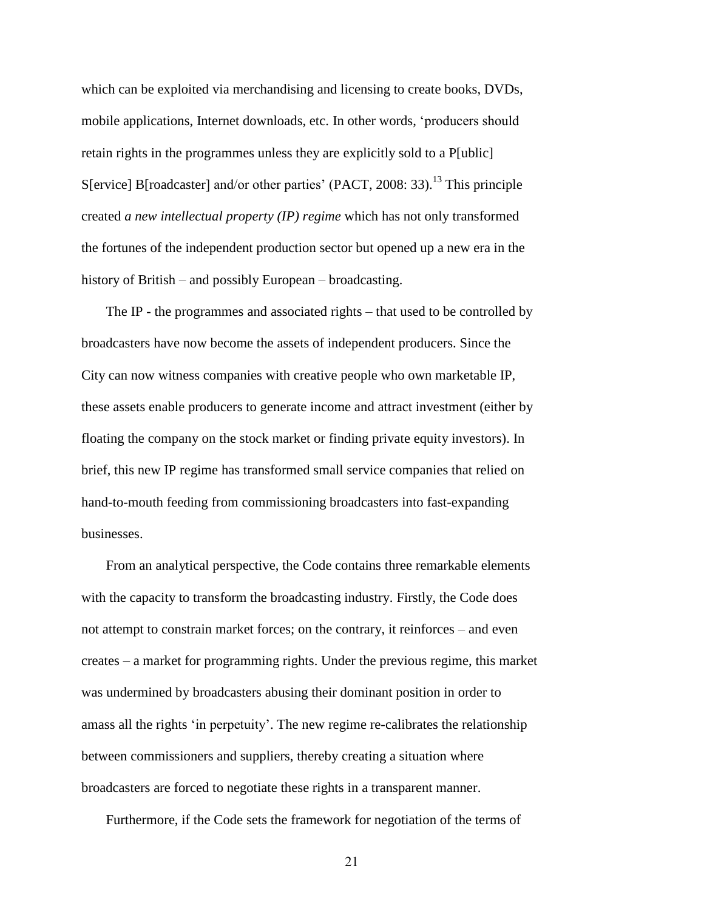which can be exploited via merchandising and licensing to create books, DVDs, mobile applications, Internet downloads, etc. In other words, 'producers should retain rights in the programmes unless they are explicitly sold to a P[ublic] S[ervice] B[roadcaster] and/or other parties' (PACT, 2008: 33).[13] This principle created *a new intellectual property (IP) regime* which has not only transformed the fortunes of the independent production sector but opened up a new era in the history of British – and possibly European – broadcasting.

The IP - the programmes and associated rights – that used to be controlled by broadcasters have now become the assets of independent producers. Since the City can now witness companies with creative people who own marketable IP, these assets enable producers to generate income and attract investment (either by floating the company on the stock market or finding private equity investors). In brief, this new IP regime has transformed small service companies that relied on hand-to-mouth feeding from commissioning broadcasters into fast-expanding businesses.

From an analytical perspective, the Code contains three remarkable elements with the capacity to transform the broadcasting industry. Firstly, the Code does not attempt to constrain market forces; on the contrary, it reinforces – and even creates – a market for programming rights. Under the previous regime, this market was undermined by broadcasters abusing their dominant position in order to amass all the rights 'in perpetuity'. The new regime re-calibrates the relationship between commissioners and suppliers, thereby creating a situation where broadcasters are forced to negotiate these rights in a transparent manner.

Furthermore, if the Code sets the framework for negotiation of the terms of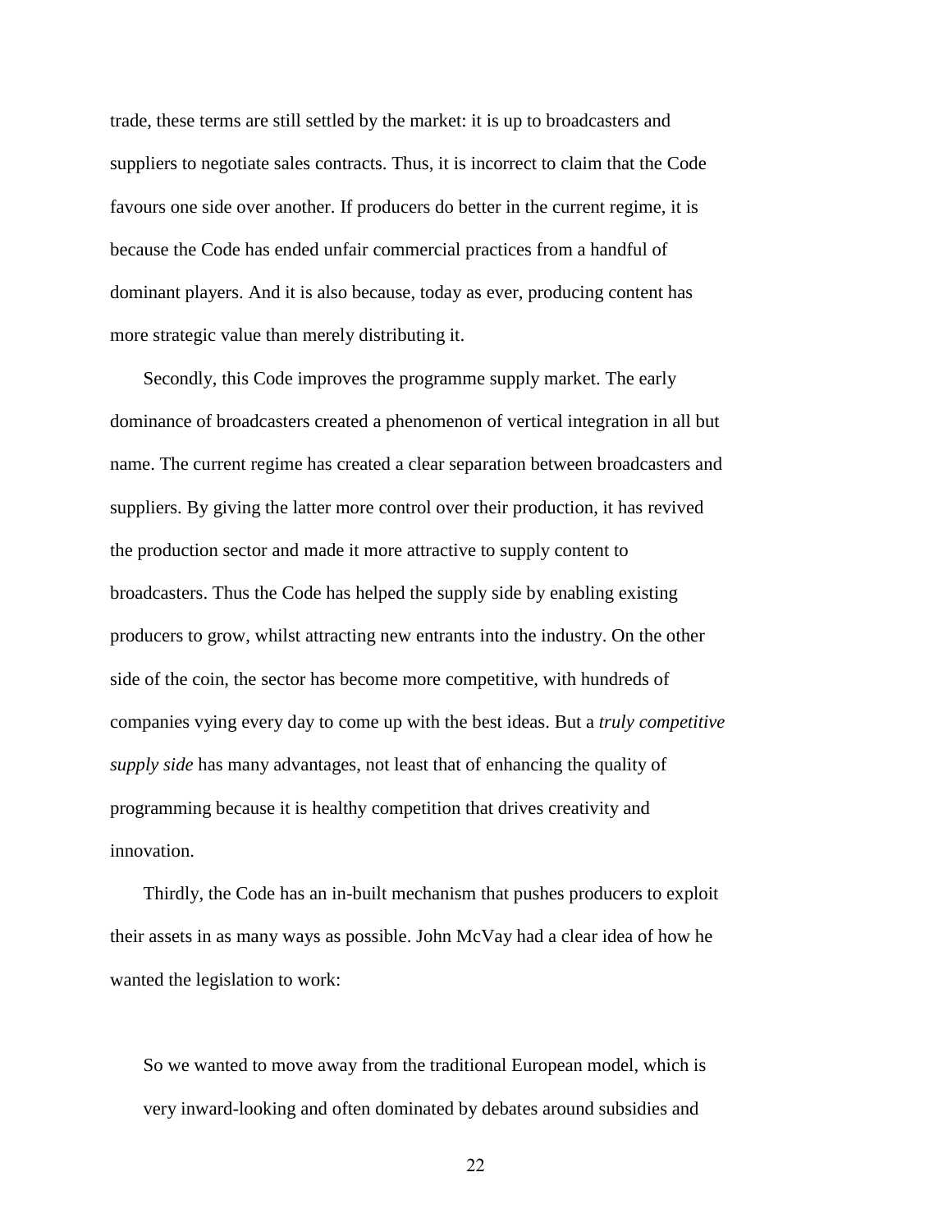trade, these terms are still settled by the market: it is up to broadcasters and suppliers to negotiate sales contracts. Thus, it is incorrect to claim that the Code favours one side over another. If producers do better in the current regime, it is because the Code has ended unfair commercial practices from a handful of dominant players. And it is also because, today as ever, producing content has more strategic value than merely distributing it.

Secondly, this Code improves the programme supply market. The early dominance of broadcasters created a phenomenon of vertical integration in all but name. The current regime has created a clear separation between broadcasters and suppliers. By giving the latter more control over their production, it has revived the production sector and made it more attractive to supply content to broadcasters. Thus the Code has helped the supply side by enabling existing producers to grow, whilst attracting new entrants into the industry. On the other side of the coin, the sector has become more competitive, with hundreds of companies vying every day to come up with the best ideas. But a *truly competitive supply side* has many advantages, not least that of enhancing the quality of programming because it is healthy competition that drives creativity and innovation.

Thirdly, the Code has an in-built mechanism that pushes producers to exploit their assets in as many ways as possible. John McVay had a clear idea of how he wanted the legislation to work:

> So we wanted to move away from the traditional European model, which is very inward-looking and often dominated by debates around subsidies and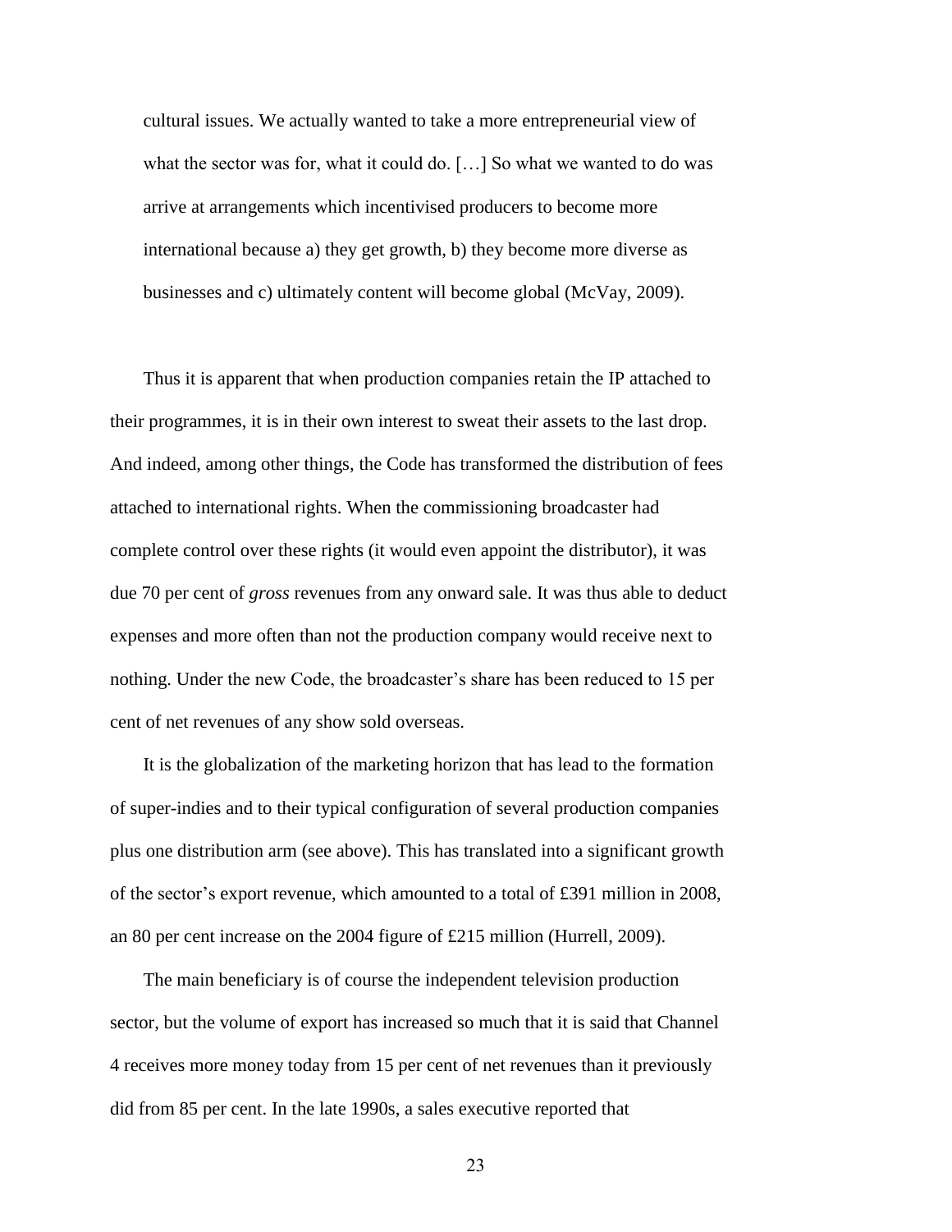> cultural issues. We actually wanted to take a more entrepreneurial view of what the sector was for, what it could do. […] So what we wanted to do was arrive at arrangements which incentivised producers to become more international because a) they get growth, b) they become more diverse as businesses and c) ultimately content will become global (McVay, 2009).

Thus it is apparent that when production companies retain the IP attached to their programmes, it is in their own interest to sweat their assets to the last drop. And indeed, among other things, the Code has transformed the distribution of fees attached to international rights. When the commissioning broadcaster had complete control over these rights (it would even appoint the distributor), it was due 70 per cent of *gross* revenues from any onward sale. It was thus able to deduct expenses and more often than not the production company would receive next to nothing. Under the new Code, the broadcaster's share has been reduced to 15 per cent of net revenues of any show sold overseas.

It is the globalization of the marketing horizon that has lead to the formation of super-indies and to their typical configuration of several production companies plus one distribution arm (see above). This has translated into a significant growth of the sector's export revenue, which amounted to a total of £391 million in 2008, an 80 per cent increase on the 2004 figure of £215 million (Hurrell, 2009).

The main beneficiary is of course the independent television production sector, but the volume of export has increased so much that it is said that Channel 4 receives more money today from 15 per cent of net revenues than it previously did from 85 per cent. In the late 1990s, a sales executive reported that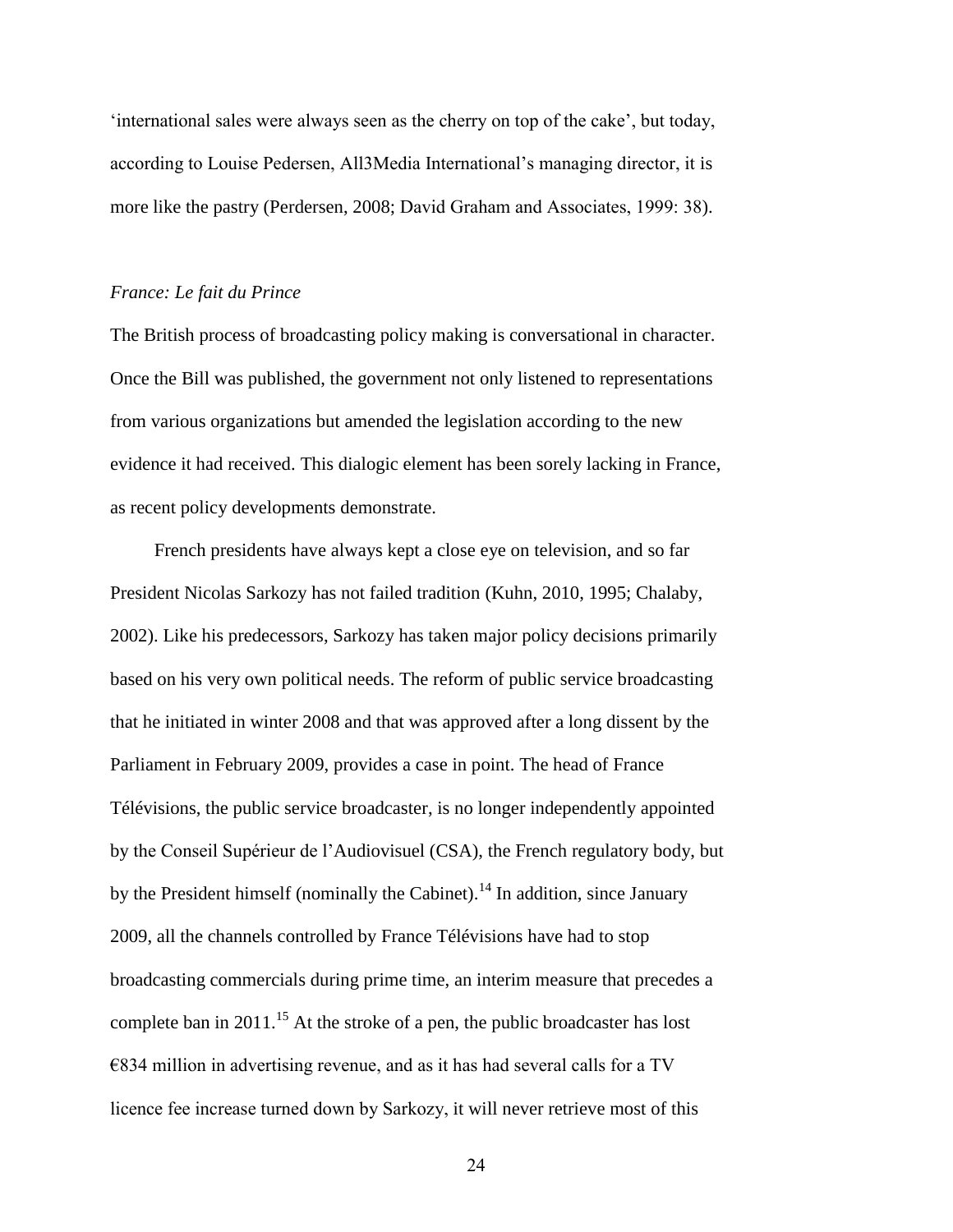'international sales were always seen as the cherry on top of the cake', but today, according to Louise Pedersen, All3Media International's managing director, it is more like the pastry (Perdersen, 2008; David Graham and Associates, 1999: 38).

### *France: Le fait du Prince*

The British process of broadcasting policy making is conversational in character. Once the Bill was published, the government not only listened to representations from various organizations but amended the legislation according to the new evidence it had received. This dialogic element has been sorely lacking in France, as recent policy developments demonstrate.

French presidents have always kept a close eye on television, and so far President Nicolas Sarkozy has not failed tradition (Kuhn, 2010, 1995; Chalaby, 2002). Like his predecessors, Sarkozy has taken major policy decisions primarily based on his very own political needs. The reform of public service broadcasting that he initiated in winter 2008 and that was approved after a long dissent by the Parliament in February 2009, provides a case in point. The head of France Télévisions, the public service broadcaster, is no longer independently appointed by the Conseil Supérieur de l'Audiovisuel (CSA), the French regulatory body, but by the President himself (nominally the Cabinet).[14] In addition, since January 2009, all the channels controlled by France Télévisions have had to stop broadcasting commercials during prime time, an interim measure that precedes a complete ban in 2011.[15] At the stroke of a pen, the public broadcaster has lost €834 million in advertising revenue, and as it has had several calls for a TV licence fee increase turned down by Sarkozy, it will never retrieve most of this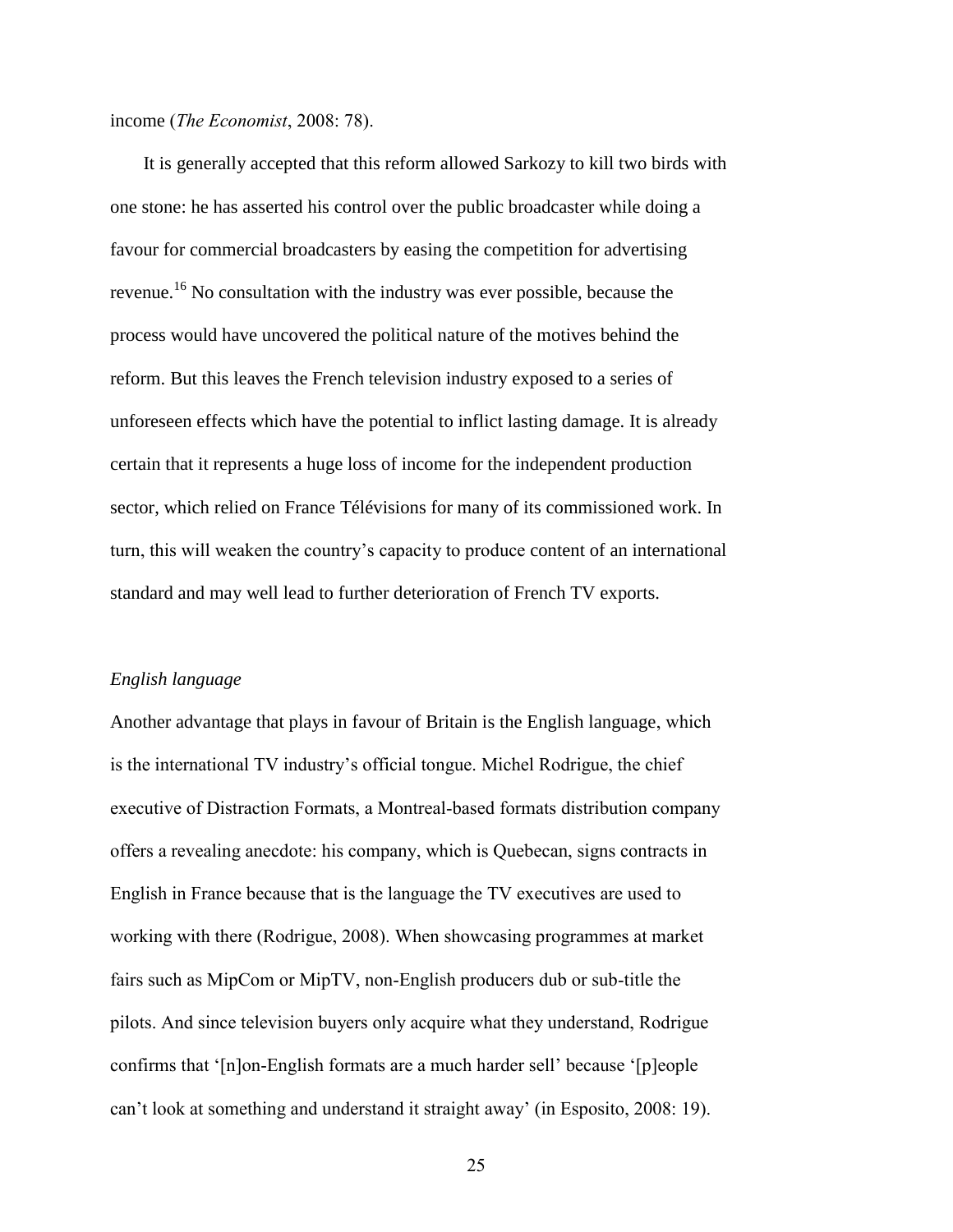income (*The Economist*, 2008: 78).

It is generally accepted that this reform allowed Sarkozy to kill two birds with one stone: he has asserted his control over the public broadcaster while doing a favour for commercial broadcasters by easing the competition for advertising revenue.[16] No consultation with the industry was ever possible, because the process would have uncovered the political nature of the motives behind the reform. But this leaves the French television industry exposed to a series of unforeseen effects which have the potential to inflict lasting damage. It is already certain that it represents a huge loss of income for the independent production sector, which relied on France Télévisions for many of its commissioned work. In turn, this will weaken the country's capacity to produce content of an international standard and may well lead to further deterioration of French TV exports.

*English language*

Another advantage that plays in favour of Britain is the English language, which is the international TV industry's official tongue. Michel Rodrigue, the chief executive of Distraction Formats, a Montreal-based formats distribution company offers a revealing anecdote: his company, which is Quebecan, signs contracts in English in France because that is the language the TV executives are used to working with there (Rodrigue, 2008). When showcasing programmes at market fairs such as MipCom or MipTV, non-English producers dub or sub-title the pilots. And since television buyers only acquire what they understand, Rodrigue confirms that '[n]on-English formats are a much harder sell' because '[p]eople can't look at something and understand it straight away' (in Esposito, 2008: 19).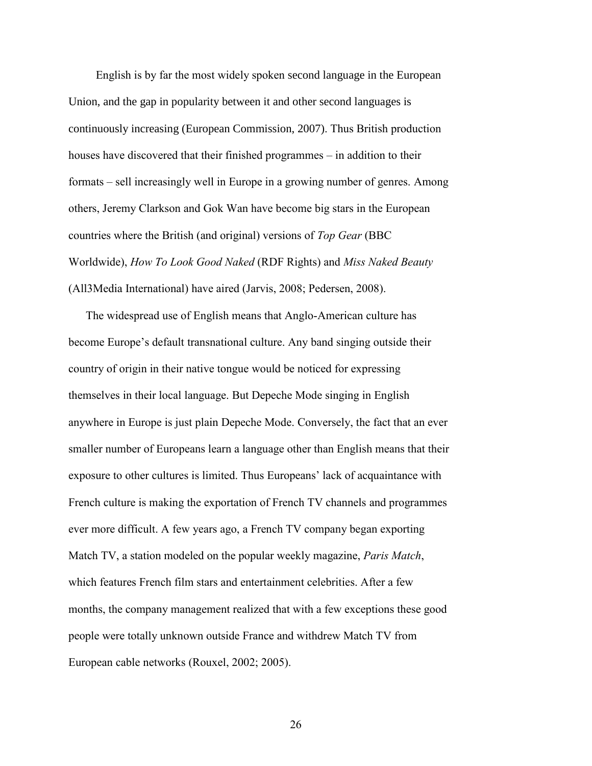English is by far the most widely spoken second language in the European Union, and the gap in popularity between it and other second languages is continuously increasing (European Commission, 2007). Thus British production houses have discovered that their finished programmes – in addition to their formats – sell increasingly well in Europe in a growing number of genres. Among others, Jeremy Clarkson and Gok Wan have become big stars in the European countries where the British (and original) versions of *Top Gear* (BBC Worldwide), *How To Look Good Naked* (RDF Rights) and *Miss Naked Beauty* (All3Media International) have aired (Jarvis, 2008; Pedersen, 2008).

The widespread use of English means that Anglo-American culture has become Europe's default transnational culture. Any band singing outside their country of origin in their native tongue would be noticed for expressing themselves in their local language. But Depeche Mode singing in English anywhere in Europe is just plain Depeche Mode. Conversely, the fact that an ever smaller number of Europeans learn a language other than English means that their exposure to other cultures is limited. Thus Europeans' lack of acquaintance with French culture is making the exportation of French TV channels and programmes ever more difficult. A few years ago, a French TV company began exporting Match TV, a station modeled on the popular weekly magazine, *Paris Match*, which features French film stars and entertainment celebrities. After a few months, the company management realized that with a few exceptions these good people were totally unknown outside France and withdrew Match TV from European cable networks (Rouxel, 2002; 2005).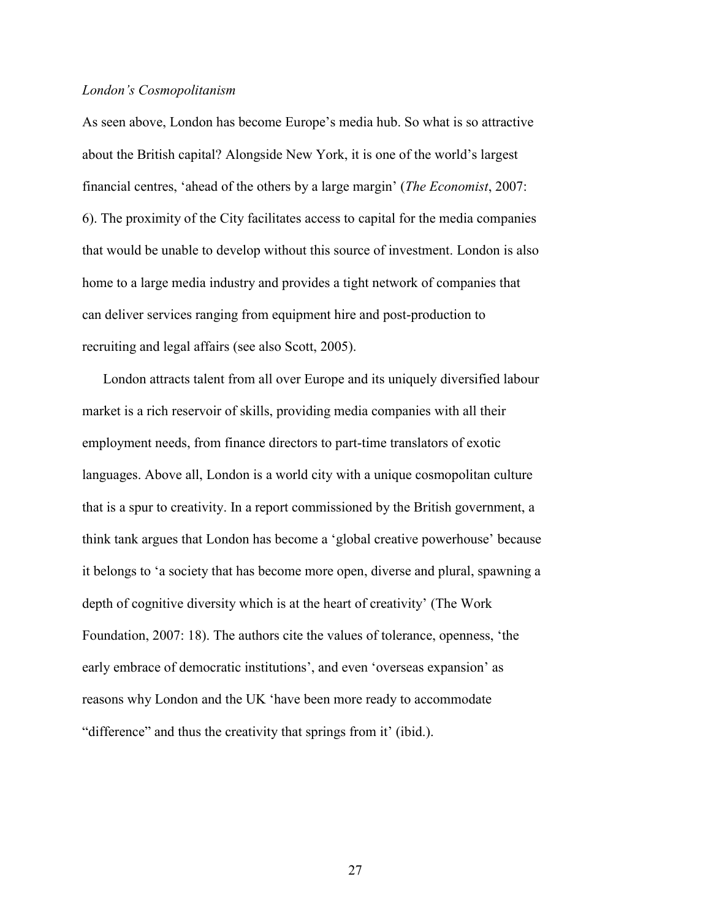*London's Cosmopolitanism*

As seen above, London has become Europe's media hub. So what is so attractive about the British capital? Alongside New York, it is one of the world's largest financial centres, 'ahead of the others by a large margin' (*The Economist*, 2007: 6). The proximity of the City facilitates access to capital for the media companies that would be unable to develop without this source of investment. London is also home to a large media industry and provides a tight network of companies that can deliver services ranging from equipment hire and post-production to recruiting and legal affairs (see also Scott, 2005).

London attracts talent from all over Europe and its uniquely diversified labour market is a rich reservoir of skills, providing media companies with all their employment needs, from finance directors to part-time translators of exotic languages. Above all, London is a world city with a unique cosmopolitan culture that is a spur to creativity. In a report commissioned by the British government, a think tank argues that London has become a 'global creative powerhouse' because it belongs to 'a society that has become more open, diverse and plural, spawning a depth of cognitive diversity which is at the heart of creativity' (The Work Foundation, 2007: 18). The authors cite the values of tolerance, openness, 'the early embrace of democratic institutions', and even 'overseas expansion' as reasons why London and the UK 'have been more ready to accommodate "difference" and thus the creativity that springs from it' (ibid.).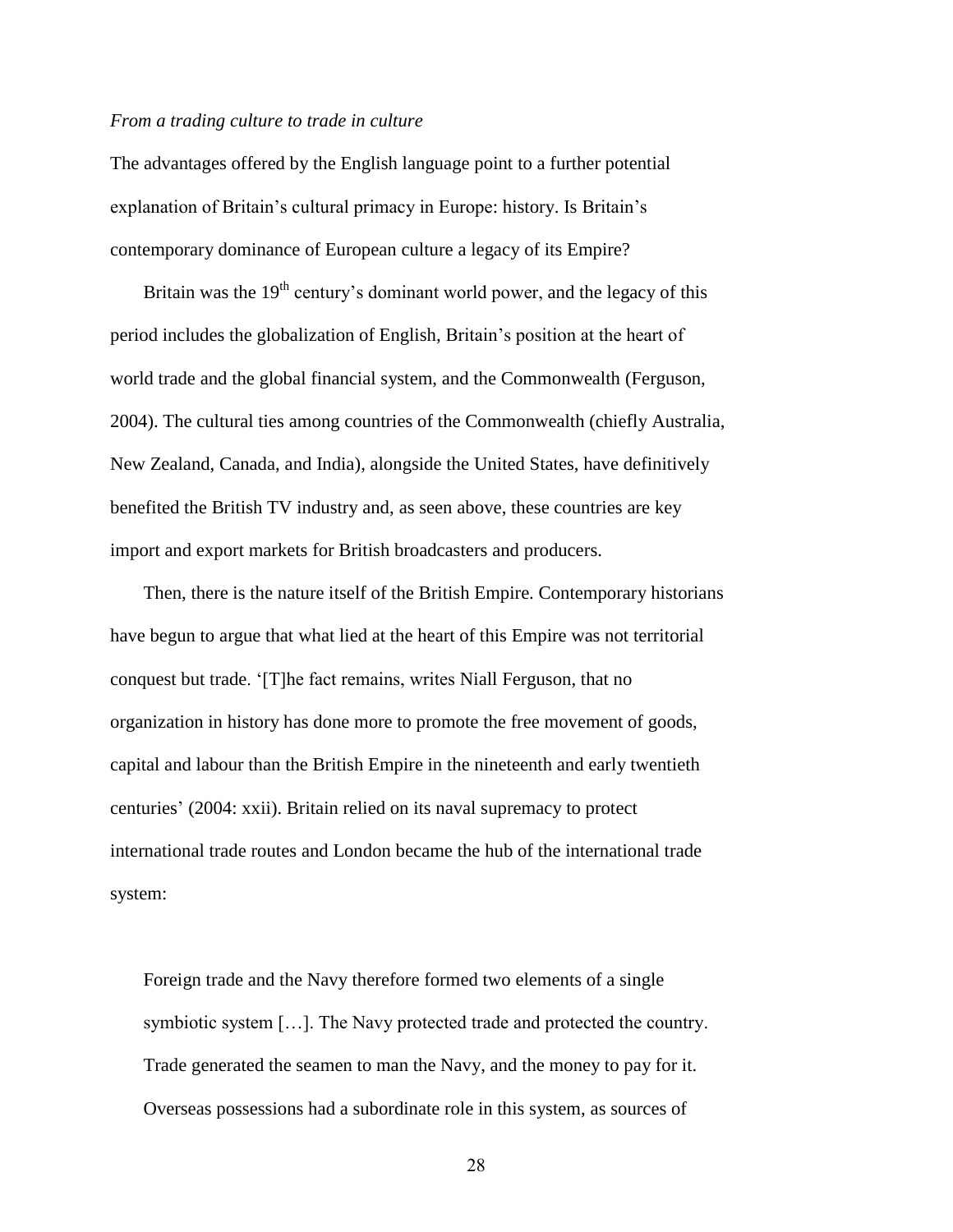*From a trading culture to trade in culture*

The advantages offered by the English language point to a further potential explanation of Britain's cultural primacy in Europe: history. Is Britain's contemporary dominance of European culture a legacy of its Empire?

Britain was the 19th century's dominant world power, and the legacy of this period includes the globalization of English, Britain's position at the heart of world trade and the global financial system, and the Commonwealth (Ferguson, 2004). The cultural ties among countries of the Commonwealth (chiefly Australia, New Zealand, Canada, and India), alongside the United States, have definitively benefited the British TV industry and, as seen above, these countries are key import and export markets for British broadcasters and producers.

Then, there is the nature itself of the British Empire. Contemporary historians have begun to argue that what lied at the heart of this Empire was not territorial conquest but trade. '[T]he fact remains, writes Niall Ferguson, that no organization in history has done more to promote the free movement of goods, capital and labour than the British Empire in the nineteenth and early twentieth centuries' (2004: xxii). Britain relied on its naval supremacy to protect international trade routes and London became the hub of the international trade system:

> Foreign trade and the Navy therefore formed two elements of a single symbiotic system […]. The Navy protected trade and protected the country. Trade generated the seamen to man the Navy, and the money to pay for it. Overseas possessions had a subordinate role in this system, as sources of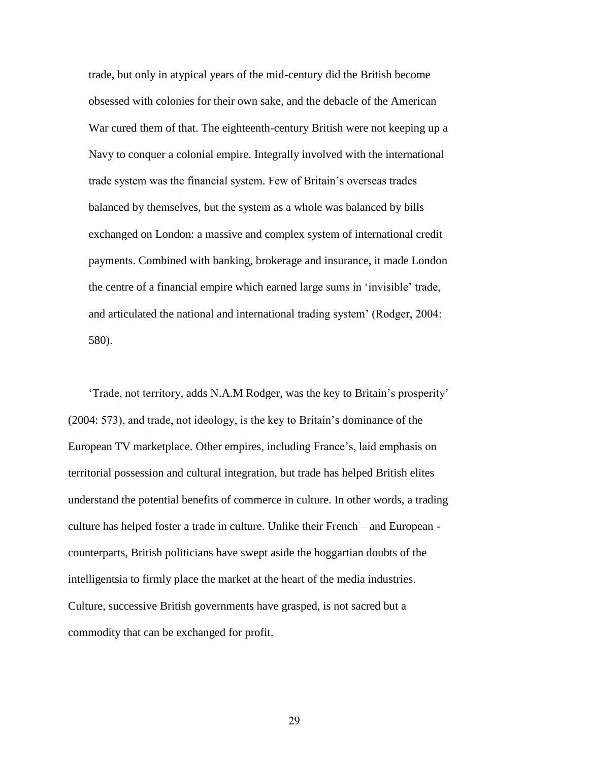trade, but only in atypical years of the mid-century did the British become obsessed with colonies for their own sake, and the debacle of the American War cured them of that. The eighteenth-century British were not keeping up a Navy to conquer a colonial empire. Integrally involved with the international trade system was the financial system. Few of Britain's overseas trades balanced by themselves, but the system as a whole was balanced by bills exchanged on London: a massive and complex system of international credit payments. Combined with banking, brokerage and insurance, it made London the centre of a financial empire which earned large sums in 'invisible' trade, and articulated the national and international trading system' (Rodger, 2004: 580).

'Trade, not territory, adds N.A.M Rodger, was the key to Britain's prosperity' (2004: 573), and trade, not ideology, is the key to Britain's dominance of the European TV marketplace. Other empires, including France's, laid emphasis on territorial possession and cultural integration, but trade has helped British elites understand the potential benefits of commerce in culture. In other words, a trading culture has helped foster a trade in culture. Unlike their French – and European - counterparts, British politicians have swept aside the hoggartian doubts of the intelligentsia to firmly place the market at the heart of the media industries. Culture, successive British governments have grasped, is not sacred but a commodity that can be exchanged for profit.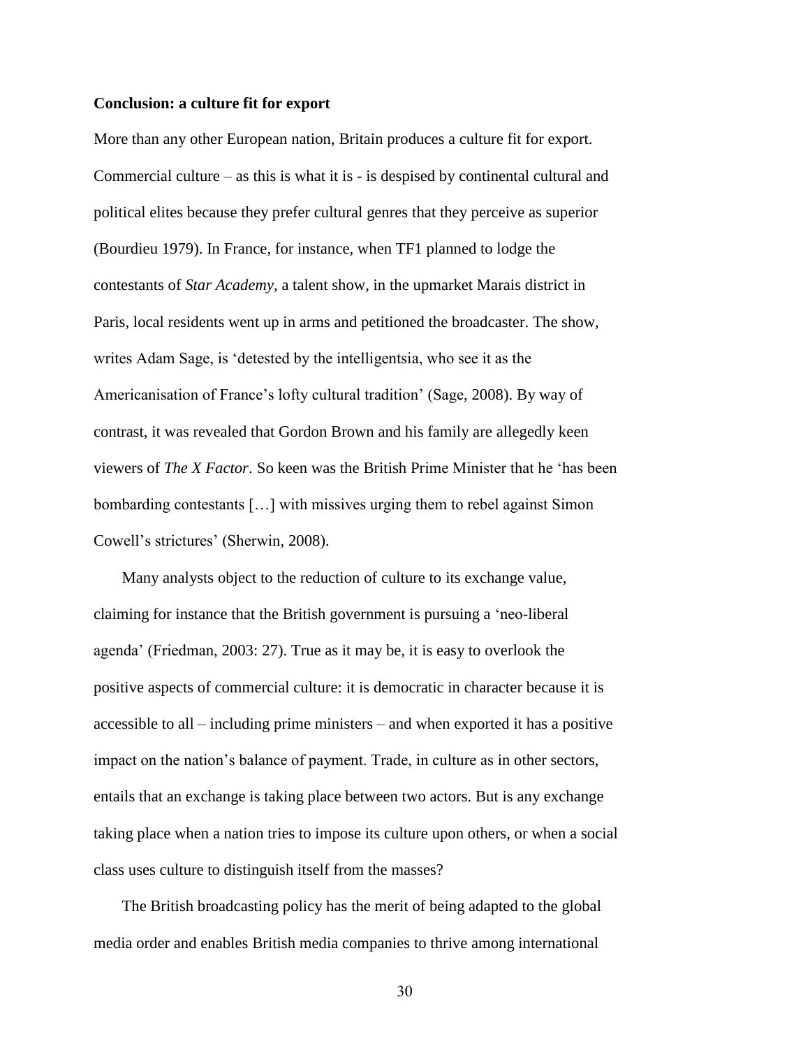**Conclusion: a culture fit for export**

More than any other European nation, Britain produces a culture fit for export. Commercial culture – as this is what it is - is despised by continental cultural and political elites because they prefer cultural genres that they perceive as superior (Bourdieu 1979). In France, for instance, when TF1 planned to lodge the contestants of *Star Academy*, a talent show, in the upmarket Marais district in Paris, local residents went up in arms and petitioned the broadcaster. The show, writes Adam Sage, is 'detested by the intelligentsia, who see it as the Americanisation of France's lofty cultural tradition' (Sage, 2008). By way of contrast, it was revealed that Gordon Brown and his family are allegedly keen viewers of *The X Factor*. So keen was the British Prime Minister that he 'has been bombarding contestants […] with missives urging them to rebel against Simon Cowell's strictures' (Sherwin, 2008).

Many analysts object to the reduction of culture to its exchange value, claiming for instance that the British government is pursuing a 'neo-liberal agenda' (Friedman, 2003: 27). True as it may be, it is easy to overlook the positive aspects of commercial culture: it is democratic in character because it is accessible to all – including prime ministers – and when exported it has a positive impact on the nation's balance of payment. Trade, in culture as in other sectors, entails that an exchange is taking place between two actors. But is any exchange taking place when a nation tries to impose its culture upon others, or when a social class uses culture to distinguish itself from the masses?

The British broadcasting policy has the merit of being adapted to the global media order and enables British media companies to thrive among international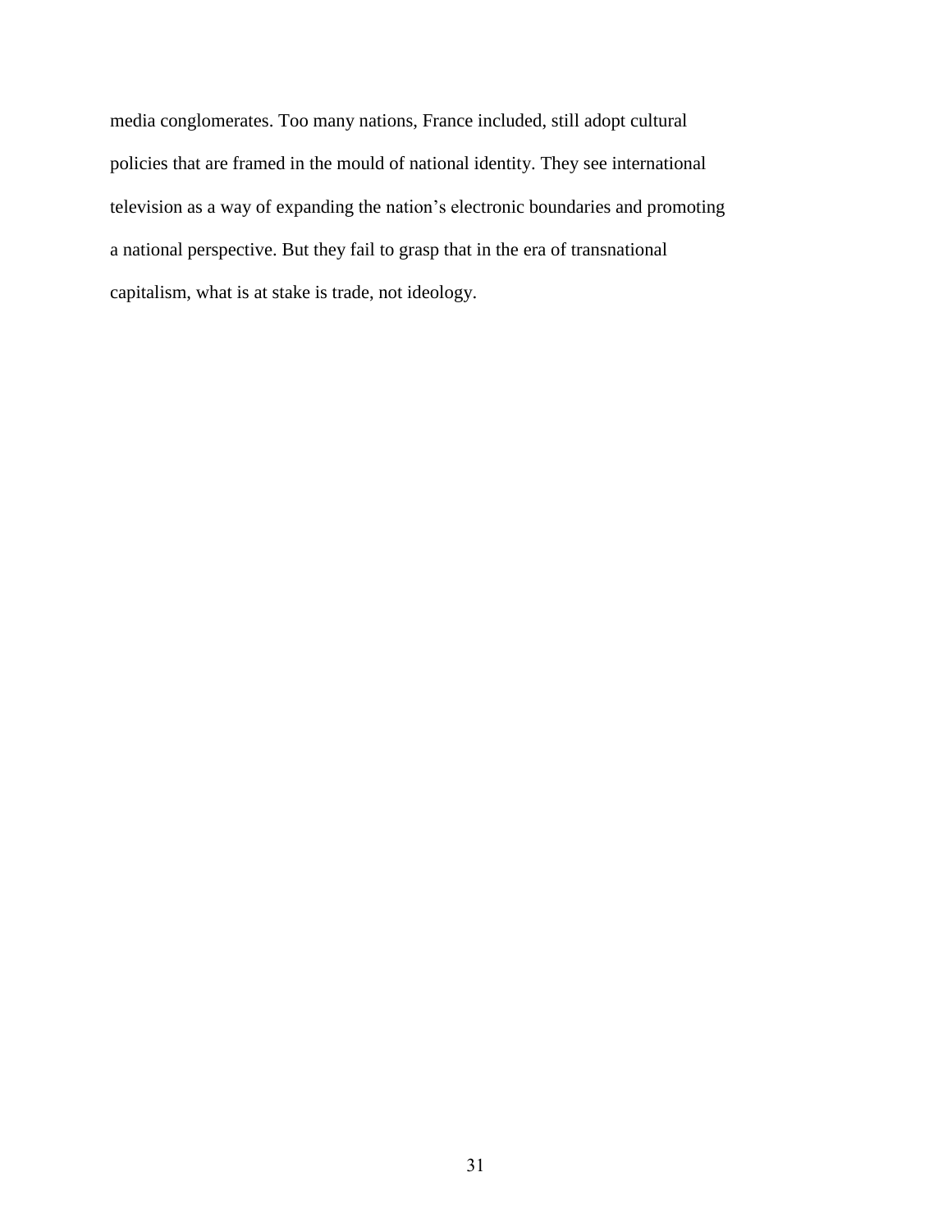media conglomerates. Too many nations, France included, still adopt cultural policies that are framed in the mould of national identity. They see international television as a way of expanding the nation’s electronic boundaries and promoting a national perspective. But they fail to grasp that in the era of transnational capitalism, what is at stake is trade, not ideology.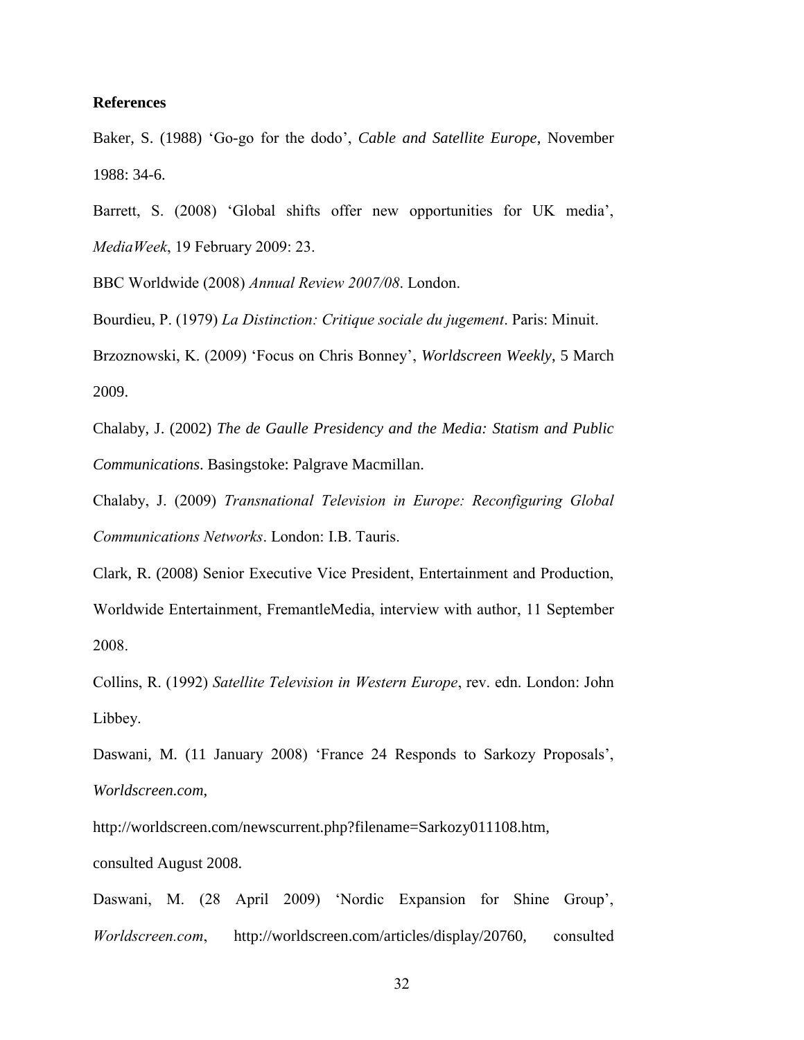**References**

Baker, S. (1988) 'Go-go for the dodo', *Cable and Satellite Europe*, November 1988: 34-6.

Barrett, S. (2008) 'Global shifts offer new opportunities for UK media', *MediaWeek*, 19 February 2009: 23.

BBC Worldwide (2008) *Annual Review 2007/08*. London.

Bourdieu, P. (1979) *La Distinction: Critique sociale du jugement*. Paris: Minuit.

Brzoznowski, K. (2009) 'Focus on Chris Bonney', *Worldscreen Weekly*, 5 March 2009.

Chalaby, J. (2002) *The de Gaulle Presidency and the Media: Statism and Public Communications*. Basingstoke: Palgrave Macmillan.

Chalaby, J. (2009) *Transnational Television in Europe: Reconfiguring Global Communications Networks*. London: I.B. Tauris.

Clark, R. (2008) Senior Executive Vice President, Entertainment and Production, Worldwide Entertainment, FremantleMedia, interview with author, 11 September 2008.

Collins, R. (1992) *Satellite Television in Western Europe*, rev. edn. London: John Libbey.

Daswani, M. (11 January 2008) 'France 24 Responds to Sarkozy Proposals', *Worldscreen.com*, http://worldscreen.com/newscurrent.php?filename=Sarkozy011108.htm, consulted August 2008.

Daswani, M. (28 April 2009) 'Nordic Expansion for Shine Group', *Worldscreen.com*, http://worldscreen.com/articles/display/20760, consulted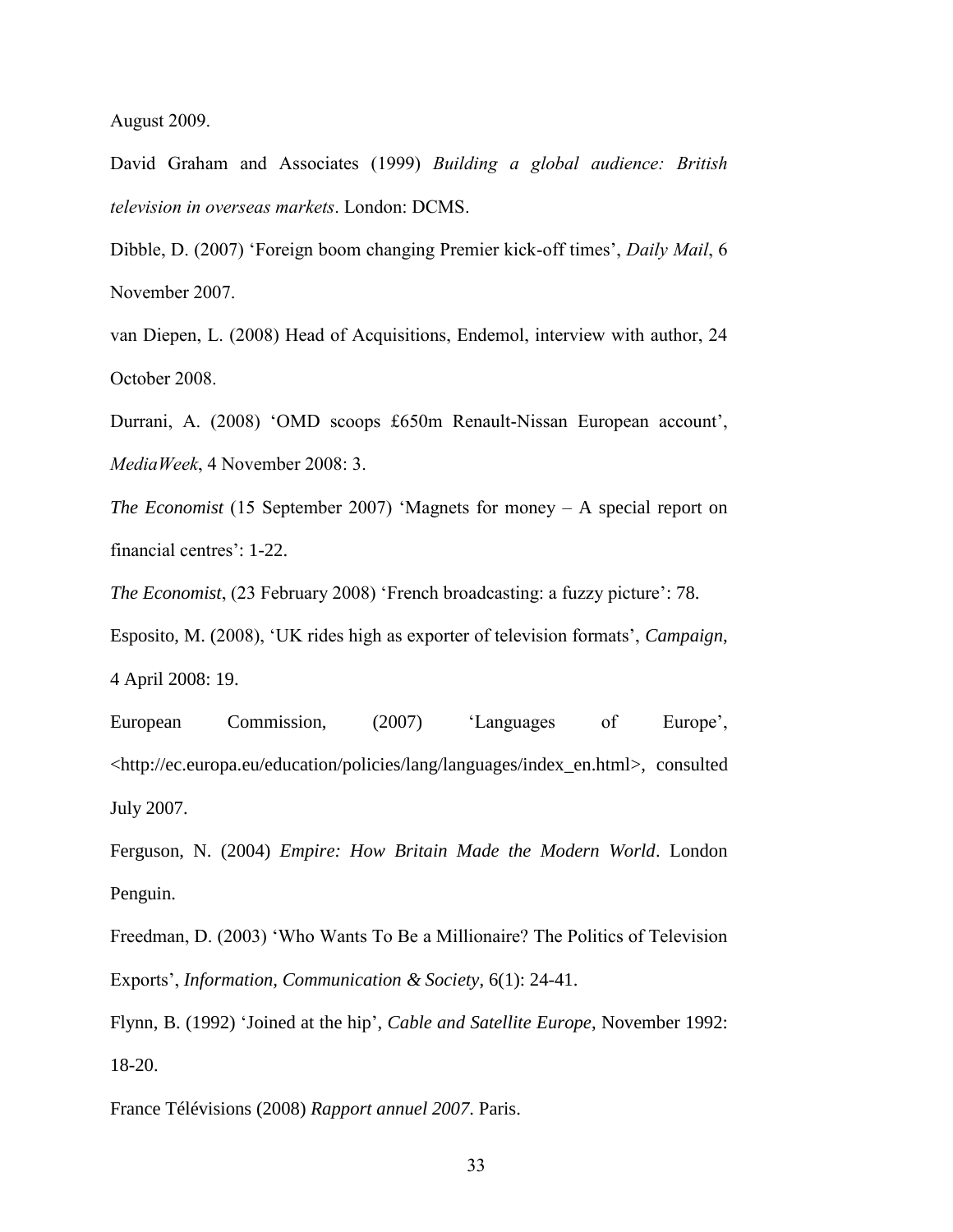August 2009.

David Graham and Associates (1999) *Building a global audience: British television in overseas markets*. London: DCMS.

Dibble, D. (2007) 'Foreign boom changing Premier kick-off times', *Daily Mail*, 6 November 2007.

van Diepen, L. (2008) Head of Acquisitions, Endemol, interview with author, 24 October 2008.

Durrani, A. (2008) 'OMD scoops £650m Renault-Nissan European account', *MediaWeek*, 4 November 2008: 3.

*The Economist* (15 September 2007) 'Magnets for money – A special report on financial centres': 1-22.

*The Economist*, (23 February 2008) 'French broadcasting: a fuzzy picture': 78.

Esposito, M. (2008), 'UK rides high as exporter of television formats', *Campaign*, 4 April 2008: 19.

European Commission, (2007) 'Languages of Europe', <http://ec.europa.eu/education/policies/lang/languages/index_en.html>, consulted July 2007.

Ferguson, N. (2004) *Empire: How Britain Made the Modern World*. London Penguin.

Freedman, D. (2003) 'Who Wants To Be a Millionaire? The Politics of Television Exports', *Information, Communication & Society*, 6(1): 24-41.

Flynn, B. (1992) 'Joined at the hip', *Cable and Satellite Europe*, November 1992: 18-20.

France Télévisions (2008) *Rapport annuel 2007*. Paris.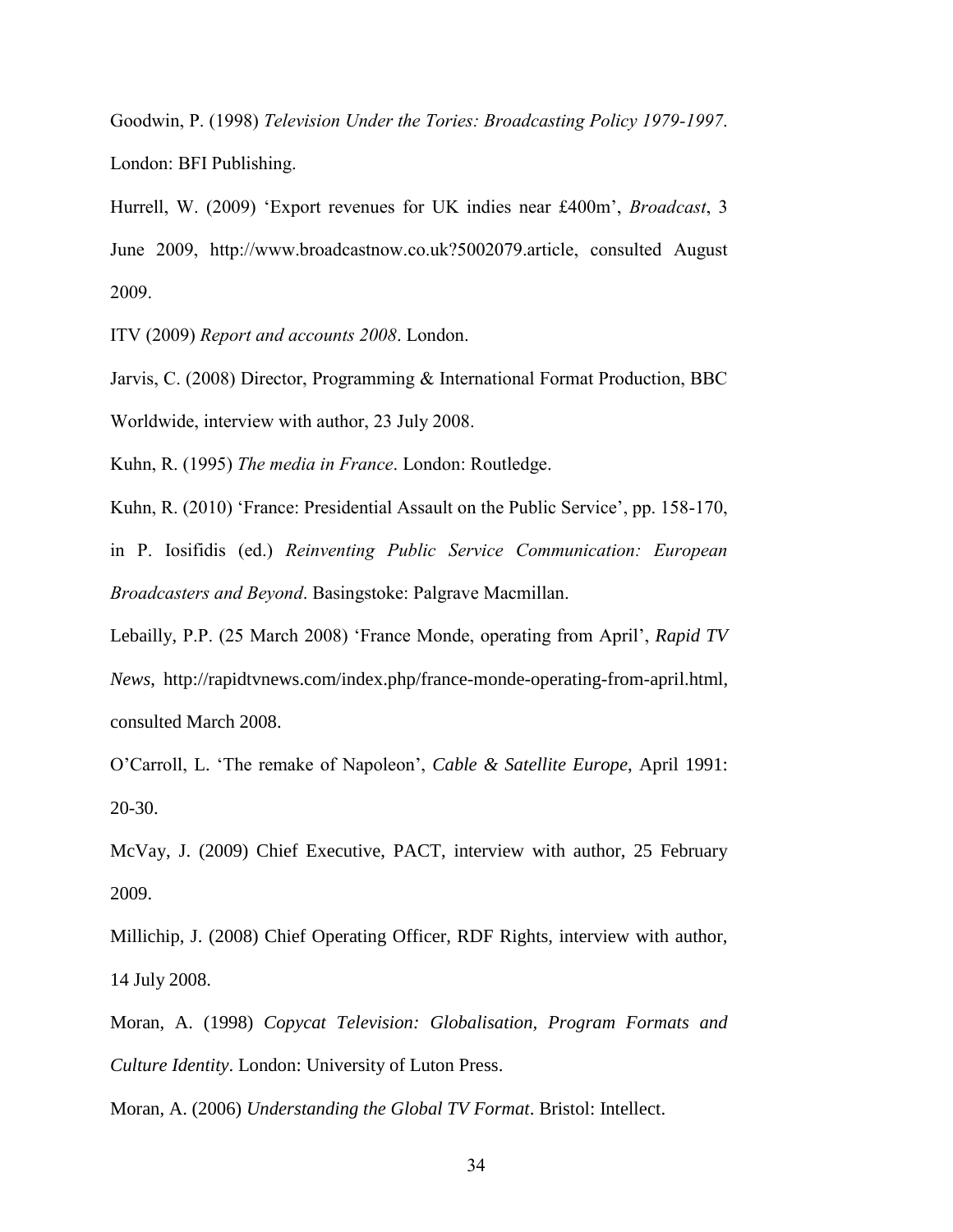Goodwin, P. (1998) *Television Under the Tories: Broadcasting Policy 1979-1997*. London: BFI Publishing.

Hurrell, W. (2009) 'Export revenues for UK indies near £400m', *Broadcast*, 3 June 2009, http://www.broadcastnow.co.uk?5002079.article, consulted August 2009.

ITV (2009) *Report and accounts 2008*. London.

Jarvis, C. (2008) Director, Programming & International Format Production, BBC Worldwide, interview with author, 23 July 2008.

Kuhn, R. (1995) *The media in France*. London: Routledge.

Kuhn, R. (2010) 'France: Presidential Assault on the Public Service', pp. 158-170, in P. Iosifidis (ed.) *Reinventing Public Service Communication: European Broadcasters and Beyond*. Basingstoke: Palgrave Macmillan.

Lebailly, P.P. (25 March 2008) 'France Monde, operating from April', *Rapid TV News*, http://rapidtvnews.com/index.php/france-monde-operating-from-april.html, consulted March 2008.

O'Carroll, L. 'The remake of Napoleon', *Cable & Satellite Europe*, April 1991: 20-30.

McVay, J. (2009) Chief Executive, PACT, interview with author, 25 February 2009.

Millichip, J. (2008) Chief Operating Officer, RDF Rights, interview with author, 14 July 2008.

Moran, A. (1998) *Copycat Television: Globalisation, Program Formats and Culture Identity*. London: University of Luton Press.

Moran, A. (2006) *Understanding the Global TV Format*. Bristol: Intellect.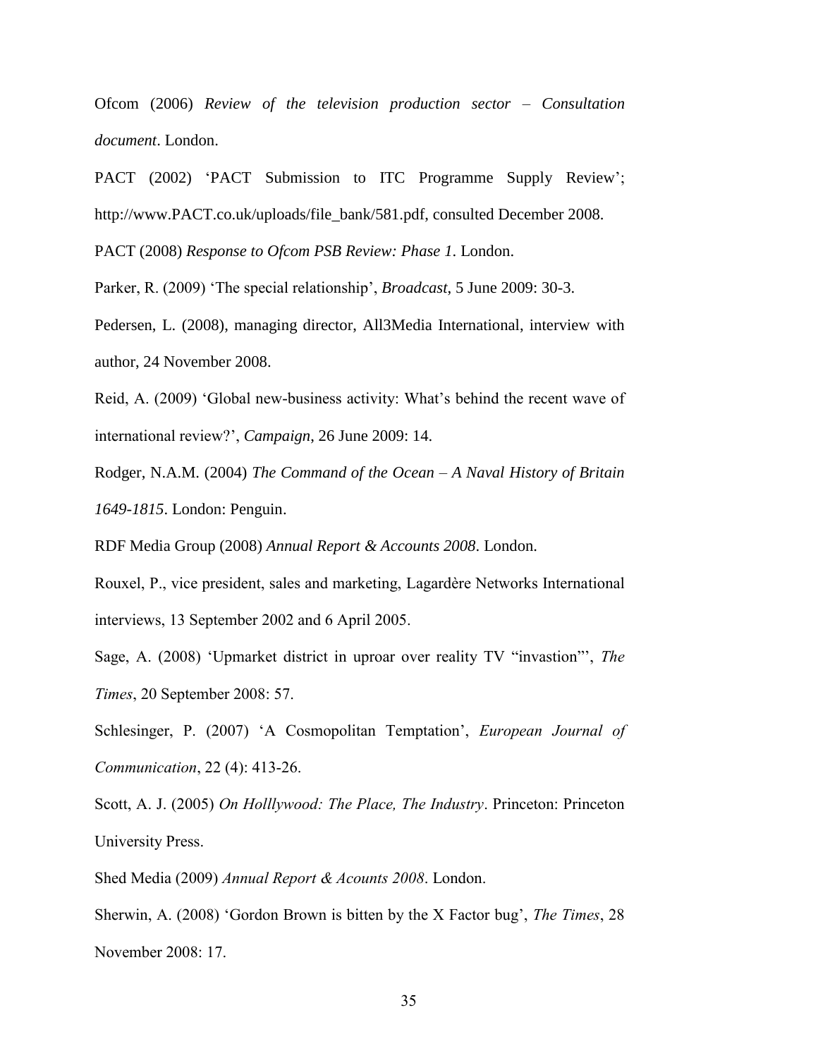Ofcom (2006) *Review of the television production sector – Consultation document*. London.

PACT (2002) 'PACT Submission to ITC Programme Supply Review'; http://www.PACT.co.uk/uploads/file_bank/581.pdf, consulted December 2008.

PACT (2008) *Response to Ofcom PSB Review: Phase 1*. London.

Parker, R. (2009) 'The special relationship', *Broadcast*, 5 June 2009: 30-3.

Pedersen, L. (2008), managing director, All3Media International, interview with author, 24 November 2008.

Reid, A. (2009) 'Global new-business activity: What's behind the recent wave of international review?', *Campaign*, 26 June 2009: 14.

Rodger, N.A.M. (2004) *The Command of the Ocean – A Naval History of Britain 1649-1815*. London: Penguin.

RDF Media Group (2008) *Annual Report & Accounts 2008*. London.

Rouxel, P., vice president, sales and marketing, Lagardère Networks International interviews, 13 September 2002 and 6 April 2005.

Sage, A. (2008) 'Upmarket district in uproar over reality TV "invastion"', *The Times*, 20 September 2008: 57.

Schlesinger, P. (2007) 'A Cosmopolitan Temptation', *European Journal of Communication*, 22 (4): 413-26.

Scott, A. J. (2005) *On Holllywood: The Place, The Industry*. Princeton: Princeton University Press.

Shed Media (2009) *Annual Report & Acounts 2008*. London.

Sherwin, A. (2008) 'Gordon Brown is bitten by the X Factor bug', *The Times*, 28 November 2008: 17.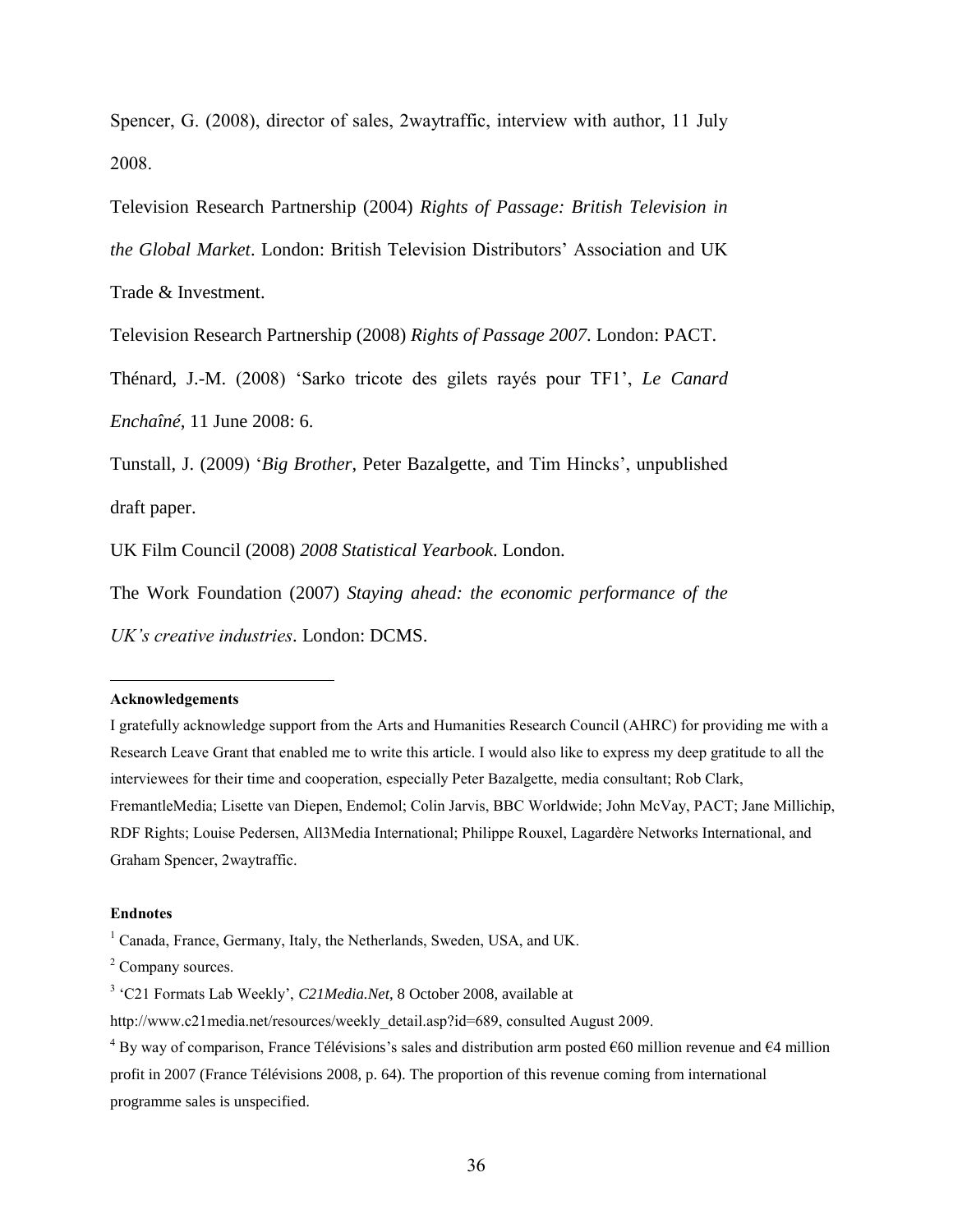Spencer, G. (2008), director of sales, 2waytraffic, interview with author, 11 July 2008.

Television Research Partnership (2004) *Rights of Passage: British Television in the Global Market*. London: British Television Distributors' Association and UK Trade & Investment.

Television Research Partnership (2008) *Rights of Passage 2007*. London: PACT.

Thénard, J.-M. (2008) 'Sarko tricote des gilets rayés pour TF1', *Le Canard Enchaîné*, 11 June 2008: 6.

Tunstall, J. (2009) '*Big Brother*, Peter Bazalgette, and Tim Hincks', unpublished draft paper.

UK Film Council (2008) *2008 Statistical Yearbook*. London.

The Work Foundation (2007) *Staying ahead: the economic performance of the UK's creative industries*. London: DCMS.

---

**Acknowledgements**

I gratefully acknowledge support from the Arts and Humanities Research Council (AHRC) for providing me with a Research Leave Grant that enabled me to write this article. I would also like to express my deep gratitude to all the interviewees for their time and cooperation, especially Peter Bazalgette, media consultant; Rob Clark, FremantleMedia; Lisette van Diepen, Endemol; Colin Jarvis, BBC Worldwide; John McVay, PACT; Jane Millichip, RDF Rights; Louise Pedersen, All3Media International; Philippe Rouxel, Lagardère Networks International, and Graham Spencer, 2waytraffic.

**Endnotes**

[1] Canada, France, Germany, Italy, the Netherlands, Sweden, USA, and UK.

[2] Company sources.

[3] 'C21 Formats Lab Weekly', *C21Media.Net*, 8 October 2008, available at http://www.c21media.net/resources/weekly_detail.asp?id=689, consulted August 2009.

[4] By way of comparison, France Télévisions's sales and distribution arm posted €60 million revenue and €4 million profit in 2007 (France Télévisions 2008, p. 64). The proportion of this revenue coming from international programme sales is unspecified.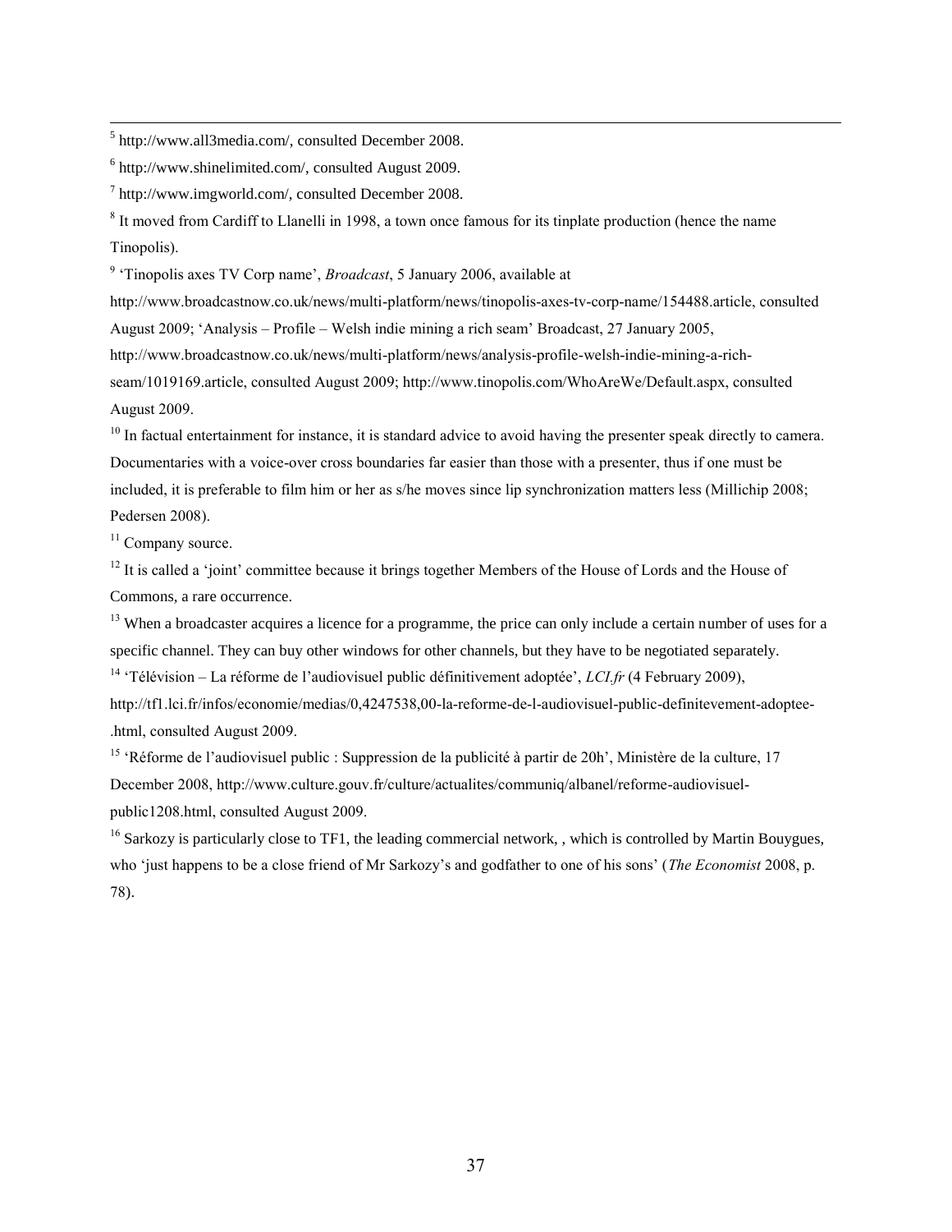[5] http://www.all3media.com/, consulted December 2008.

[6] http://www.shinelimited.com/, consulted August 2009.

[7] http://www.imgworld.com/, consulted December 2008.

[8] It moved from Cardiff to Llanelli in 1998, a town once famous for its tinplate production (hence the name Tinopolis).

[9] 'Tinopolis axes TV Corp name', *Broadcast*, 5 January 2006, available at http://www.broadcastnow.co.uk/news/multi-platform/news/tinopolis-axes-tv-corp-name/154488.article, consulted August 2009; 'Analysis – Profile – Welsh indie mining a rich seam' Broadcast, 27 January 2005, http://www.broadcastnow.co.uk/news/multi-platform/news/analysis-profile-welsh-indie-mining-a-rich-seam/1019169.article, consulted August 2009; http://www.tinopolis.com/WhoAreWe/Default.aspx, consulted August 2009.

[10] In factual entertainment for instance, it is standard advice to avoid having the presenter speak directly to camera. Documentaries with a voice-over cross boundaries far easier than those with a presenter, thus if one must be included, it is preferable to film him or her as s/he moves since lip synchronization matters less (Millichip 2008; Pedersen 2008).

[11] Company source.

[12] It is called a 'joint' committee because it brings together Members of the House of Lords and the House of Commons, a rare occurrence.

[13] When a broadcaster acquires a licence for a programme, the price can only include a certain number of uses for a specific channel. They can buy other windows for other channels, but they have to be negotiated separately.

[14] 'Télévision – La réforme de l'audiovisuel public définitivement adoptée', *LCI.fr* (4 February 2009), http://tf1.lci.fr/infos/economie/medias/0,4247538,00-la-reforme-de-l-audiovisuel-public-definitevement-adoptee-.html, consulted August 2009.

[15] 'Réforme de l'audiovisuel public : Suppression de la publicité à partir de 20h', Ministère de la culture, 17 December 2008, http://www.culture.gouv.fr/culture/actualites/communiq/albanel/reforme-audiovisuel-public1208.html, consulted August 2009.

[16] Sarkozy is particularly close to TF1, the leading commercial network, , which is controlled by Martin Bouygues, who 'just happens to be a close friend of Mr Sarkozy's and godfather to one of his sons' (*The Economist* 2008, p. 78).